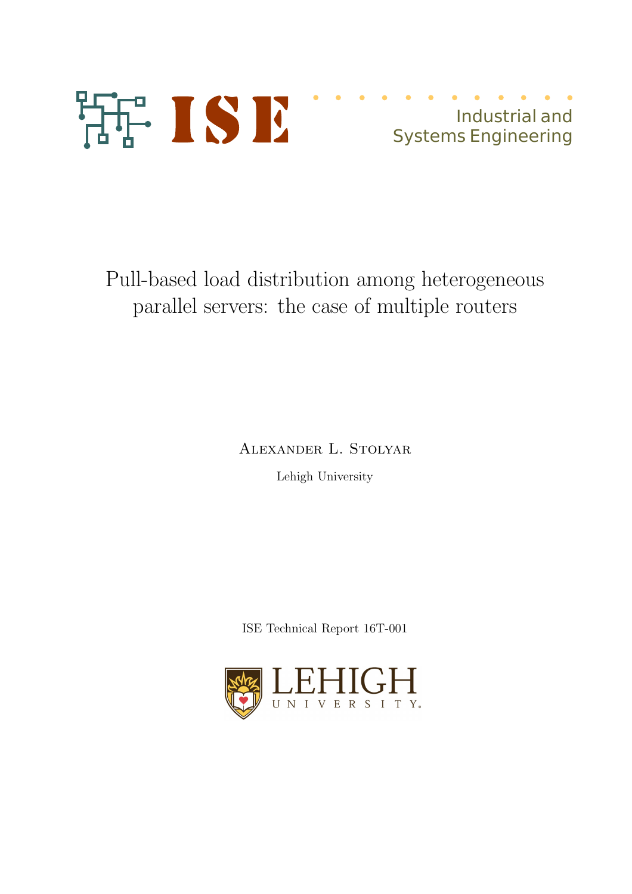ISE

Industrial and Systems Engineering

# Pull-based load distribution among heterogeneous parallel servers: the case of multiple routers

Alexander L. Stolyar

Lehigh University

ISE Technical Report 16T-001

LEHIGH UNIVERSITY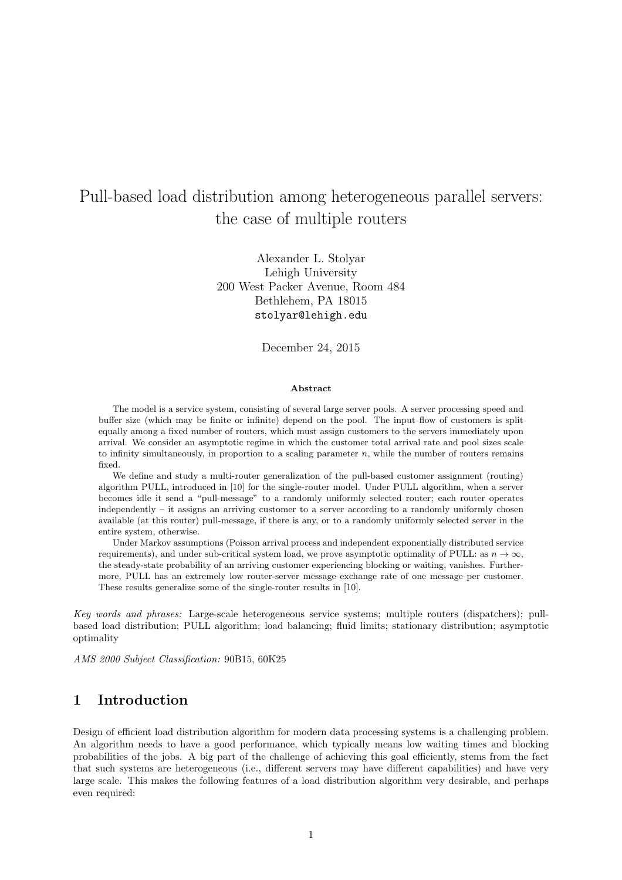# Pull-based load distribution among heterogeneous parallel servers: the case of multiple routers

Alexander L. Stolyar
Lehigh University
200 West Packer Avenue, Room 484
Bethlehem, PA 18015
stolyar@lehigh.edu

December 24, 2015

**Abstract**

The model is a service system, consisting of several large server pools. A server processing speed and buffer size (which may be finite or infinite) depend on the pool. The input flow of customers is split equally among a fixed number of routers, which must assign customers to the servers immediately upon arrival. We consider an asymptotic regime in which the customer total arrival rate and pool sizes scale to infinity simultaneously, in proportion to a scaling parameter $n$, while the number of routers remains fixed.

We define and study a multi-router generalization of the pull-based customer assignment (routing) algorithm PULL, introduced in [10] for the single-router model. Under PULL algorithm, when a server becomes idle it send a "pull-message" to a randomly uniformly selected router; each router operates independently – it assigns an arriving customer to a server according to a randomly uniformly chosen available (at this router) pull-message, if there is any, or to a randomly uniformly selected server in the entire system, otherwise.

Under Markov assumptions (Poisson arrival process and independent exponentially distributed service requirements), and under sub-critical system load, we prove asymptotic optimality of PULL: as $n \to \infty$, the steady-state probability of an arriving customer experiencing blocking or waiting, vanishes. Furthermore, PULL has an extremely low router-server message exchange rate of one message per customer. These results generalize some of the single-router results in [10].

*Key words and phrases:* Large-scale heterogeneous service systems; multiple routers (dispatchers); pull-based load distribution; PULL algorithm; load balancing; fluid limits; stationary distribution; asymptotic optimality

*AMS 2000 Subject Classification:* 90B15, 60K25

## 1 Introduction

Design of efficient load distribution algorithm for modern data processing systems is a challenging problem. An algorithm needs to have a good performance, which typically means low waiting times and blocking probabilities of the jobs. A big part of the challenge of achieving this goal efficiently, stems from the fact that such systems are heterogeneous (i.e., different servers may have different capabilities) and have very large scale. This makes the following features of a load distribution algorithm very desirable, and perhaps even required: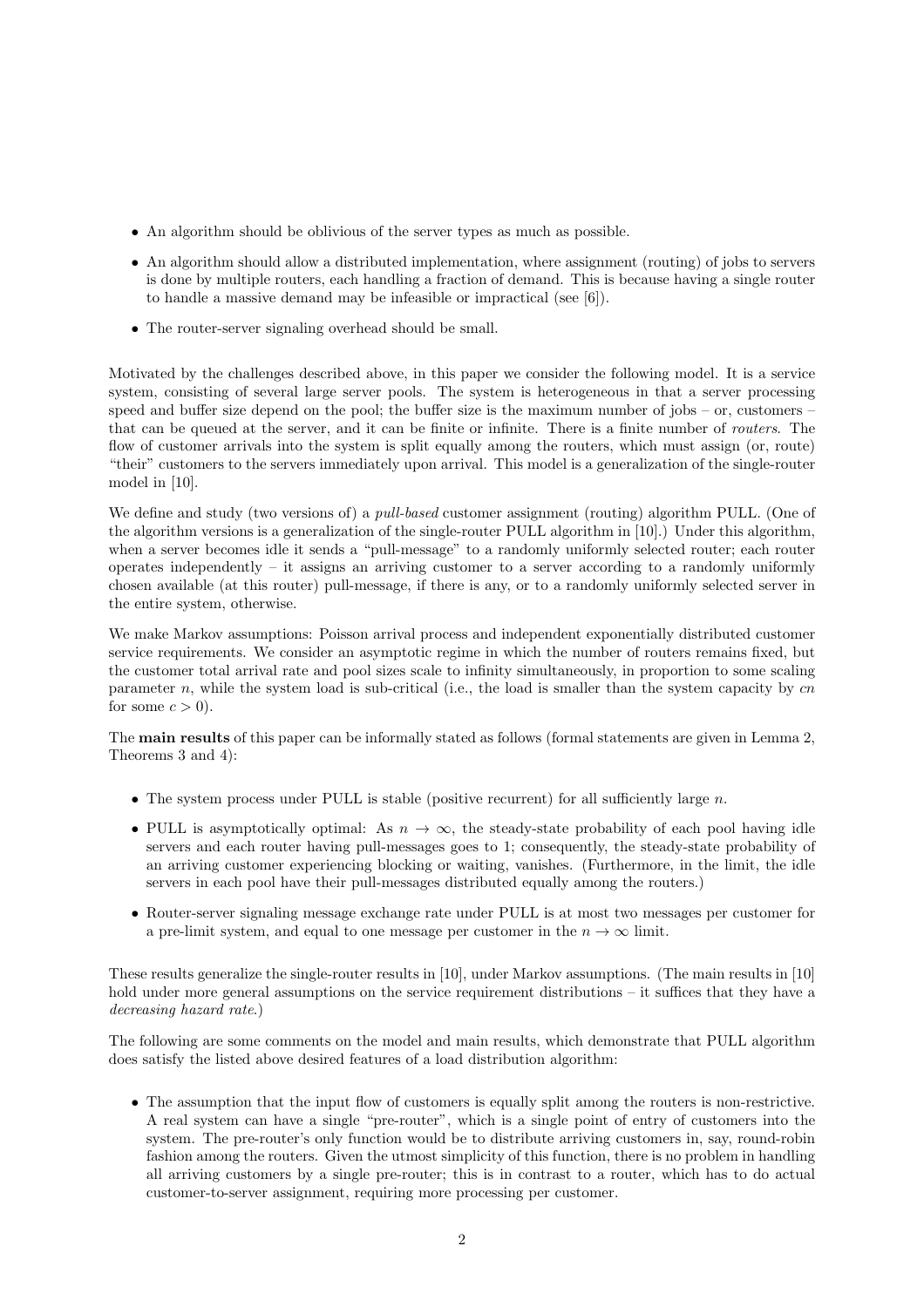- An algorithm should be oblivious of the server types as much as possible.
- An algorithm should allow a distributed implementation, where assignment (routing) of jobs to servers is done by multiple routers, each handling a fraction of demand. This is because having a single router to handle a massive demand may be infeasible or impractical (see [6]).
- The router-server signaling overhead should be small.

Motivated by the challenges described above, in this paper we consider the following model. It is a service system, consisting of several large server pools. The system is heterogeneous in that a server processing speed and buffer size depend on the pool; the buffer size is the maximum number of jobs – or, customers – that can be queued at the server, and it can be finite or infinite. There is a finite number of *routers*. The flow of customer arrivals into the system is split equally among the routers, which must assign (or, route) "their" customers to the servers immediately upon arrival. This model is a generalization of the single-router model in [10].

We define and study (two versions of) a *pull-based* customer assignment (routing) algorithm PULL. (One of the algorithm versions is a generalization of the single-router PULL algorithm in [10].) Under this algorithm, when a server becomes idle it sends a "pull-message" to a randomly uniformly selected router; each router operates independently – it assigns an arriving customer to a server according to a randomly uniformly chosen available (at this router) pull-message, if there is any, or to a randomly uniformly selected server in the entire system, otherwise.

We make Markov assumptions: Poisson arrival process and independent exponentially distributed customer service requirements. We consider an asymptotic regime in which the number of routers remains fixed, but the customer total arrival rate and pool sizes scale to infinity simultaneously, in proportion to some scaling parameter $n$, while the system load is sub-critical (i.e., the load is smaller than the system capacity by $cn$ for some $c > 0$).

The **main results** of this paper can be informally stated as follows (formal statements are given in Lemma 2, Theorems 3 and 4):

- The system process under PULL is stable (positive recurrent) for all sufficiently large $n$.
- PULL is asymptotically optimal: As $n \to \infty$, the steady-state probability of each pool having idle servers and each router having pull-messages goes to 1; consequently, the steady-state probability of an arriving customer experiencing blocking or waiting, vanishes. (Furthermore, in the limit, the idle servers in each pool have their pull-messages distributed equally among the routers.)
- Router-server signaling message exchange rate under PULL is at most two messages per customer for a pre-limit system, and equal to one message per customer in the $n \to \infty$ limit.

These results generalize the single-router results in [10], under Markov assumptions. (The main results in [10] hold under more general assumptions on the service requirement distributions – it suffices that they have a *decreasing hazard rate*.)

The following are some comments on the model and main results, which demonstrate that PULL algorithm does satisfy the listed above desired features of a load distribution algorithm:

- The assumption that the input flow of customers is equally split among the routers is non-restrictive. A real system can have a single "pre-router", which is a single point of entry of customers into the system. The pre-router's only function would be to distribute arriving customers in, say, round-robin fashion among the routers. Given the utmost simplicity of this function, there is no problem in handling all arriving customers by a single pre-router; this is in contrast to a router, which has to do actual customer-to-server assignment, requiring more processing per customer.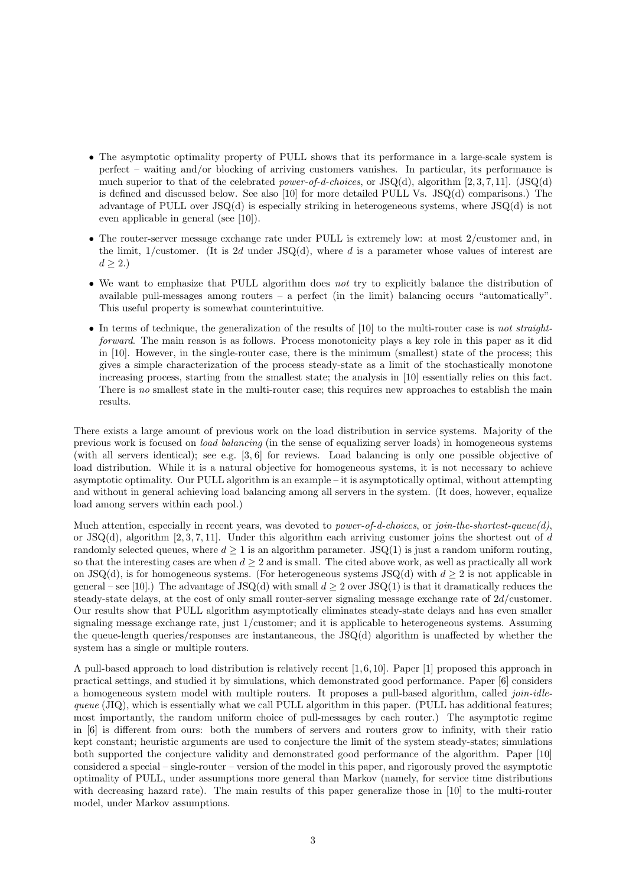- The asymptotic optimality property of PULL shows that its performance in a large-scale system is perfect – waiting and/or blocking of arriving customers vanishes. In particular, its performance is much superior to that of the celebrated *power-of-d-choices*, or JSQ(d), algorithm [2, 3, 7, 11]. (JSQ(d) is defined and discussed below. See also [10] for more detailed PULL Vs. JSQ(d) comparisons.) The advantage of PULL over JSQ(d) is especially striking in heterogeneous systems, where JSQ(d) is not even applicable in general (see [10]).

- The router-server message exchange rate under PULL is extremely low: at most 2/customer and, in the limit, 1/customer. (It is $2d$ under JSQ(d), where $d$ is a parameter whose values of interest are $d \geq 2$.)

- We want to emphasize that PULL algorithm does *not* try to explicitly balance the distribution of available pull-messages among routers – a perfect (in the limit) balancing occurs "automatically". This useful property is somewhat counterintuitive.

- In terms of technique, the generalization of the results of [10] to the multi-router case is *not straightforward*. The main reason is as follows. Process monotonicity plays a key role in this paper as it did in [10]. However, in the single-router case, there is the minimum (smallest) state of the process; this gives a simple characterization of the process steady-state as a limit of the stochastically monotone increasing process, starting from the smallest state; the analysis in [10] essentially relies on this fact. There is *no* smallest state in the multi-router case; this requires new approaches to establish the main results.

There exists a large amount of previous work on the load distribution in service systems. Majority of the previous work is focused on *load balancing* (in the sense of equalizing server loads) in homogeneous systems (with all servers identical); see e.g. [3, 6] for reviews. Load balancing is only one possible objective of load distribution. While it is a natural objective for homogeneous systems, it is not necessary to achieve asymptotic optimality. Our PULL algorithm is an example – it is asymptotically optimal, without attempting and without in general achieving load balancing among all servers in the system. (It does, however, equalize load among servers within each pool.)

Much attention, especially in recent years, was devoted to *power-of-d-choices*, or *join-the-shortest-queue(d)*, or JSQ(d), algorithm [2, 3, 7, 11]. Under this algorithm each arriving customer joins the shortest out of $d$ randomly selected queues, where $d \geq 1$ is an algorithm parameter. JSQ(1) is just a random uniform routing, so that the interesting cases are when $d \geq 2$ and is small. The cited above work, as well as practically all work on JSQ(d), is for homogeneous systems. (For heterogeneous systems JSQ(d) with $d \geq 2$ is not applicable in general – see [10].) The advantage of JSQ(d) with small $d \geq 2$ over JSQ(1) is that it dramatically reduces the steady-state delays, at the cost of only small router-server signaling message exchange rate of $2d$/customer. Our results show that PULL algorithm asymptotically eliminates steady-state delays and has even smaller signaling message exchange rate, just 1/customer; and it is applicable to heterogeneous systems. Assuming the queue-length queries/responses are instantaneous, the JSQ(d) algorithm is unaffected by whether the system has a single or multiple routers.

A pull-based approach to load distribution is relatively recent [1, 6, 10]. Paper [1] proposed this approach in practical settings, and studied it by simulations, which demonstrated good performance. Paper [6] considers a homogeneous system model with multiple routers. It proposes a pull-based algorithm, called *join-idle-queue* (JIQ), which is essentially what we call PULL algorithm in this paper. (PULL has additional features; most importantly, the random uniform choice of pull-messages by each router.) The asymptotic regime in [6] is different from ours: both the numbers of servers and routers grow to infinity, with their ratio kept constant; heuristic arguments are used to conjecture the limit of the system steady-states; simulations both supported the conjecture validity and demonstrated good performance of the algorithm. Paper [10] considered a special – single-router – version of the model in this paper, and rigorously proved the asymptotic optimality of PULL, under assumptions more general than Markov (namely, for service time distributions with decreasing hazard rate). The main results of this paper generalize those in [10] to the multi-router model, under Markov assumptions.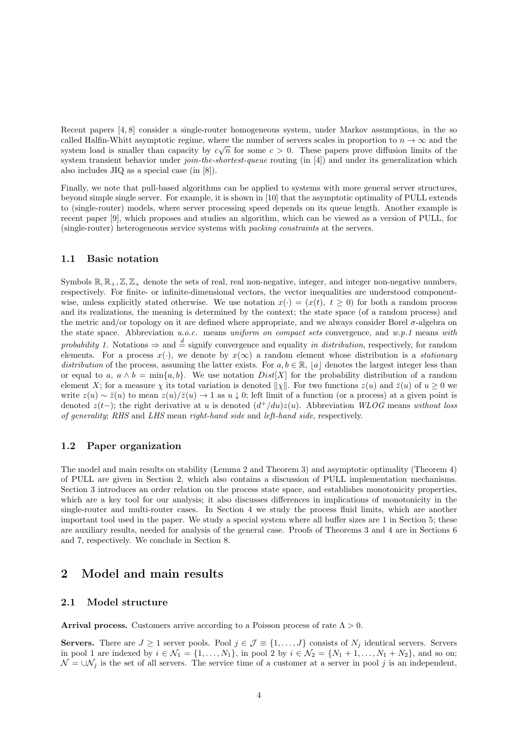Recent papers [4, 8] consider a single-router homogeneous system, under Markov assumptions, in the so called Halfin-Whitt asymptotic regime, where the number of servers scales in proportion to $n \to \infty$ and the system load is smaller than capacity by $c\sqrt{n}$ for some $c > 0$. These papers prove diffusion limits of the system transient behavior under *join-the-shortest-queue* routing (in [4]) and under its generalization which also includes JIQ as a special case (in [8]).

Finally, we note that pull-based algorithms can be applied to systems with more general server structures, beyond simple single server. For example, it is shown in [10] that the asymptotic optimality of PULL extends to (single-router) models, where server processing speed depends on its queue length. Another example is recent paper [9], which proposes and studies an algorithm, which can be viewed as a version of PULL, for (single-router) heterogeneous service systems with *packing constraints* at the servers.

### 1.1 Basic notation

Symbols $\mathbb{R}, \mathbb{R}_+, \mathbb{Z}, \mathbb{Z}_+$ denote the sets of real, real non-negative, integer, and integer non-negative numbers, respectively. For finite- or infinite-dimensional vectors, the vector inequalities are understood component-wise, unless explicitly stated otherwise. We use notation $x(\cdot) = (x(t),\ t \ge 0)$ for both a random process and its realizations, the meaning is determined by the context; the state space (of a random process) and the metric and/or topology on it are defined where appropriate, and we always consider Borel $\sigma$-algebra on the state space. Abbreviation *u.o.c.* means *uniform on compact sets* convergence, and *w.p.1* means *with probability 1*. Notations $\Rightarrow$ and $\stackrel{d}{=}$ signify convergence and equality *in distribution*, respectively, for random elements. For a process $x(\cdot)$, we denote by $x(\infty)$ a random element whose distribution is a *stationary distribution* of the process, assuming the latter exists. For $a, b \in \mathbb{R}$, $\lfloor a \rfloor$ denotes the largest integer less than or equal to $a$, $a \wedge b = \min\{a, b\}$. We use notation $Dist[X]$ for the probability distribution of a random element $X$; for a measure $\chi$ its total variation is denoted $\|\chi\|$. For two functions $z(u)$ and $\bar{z}(u)$ of $u \ge 0$ we write $z(u) \sim \bar{z}(u)$ to mean $z(u)/\bar{z}(u) \to 1$ as $u \downarrow 0$; left limit of a function (or a process) at a given point is denoted $z(t-)$; the right derivative at $u$ is denoted $(d^+/du)z(u)$. Abbreviation *WLOG* means *without loss of generality*; *RHS* and *LHS* mean *right-hand side* and *left-hand side*, respectively.

### 1.2 Paper organization

The model and main results on stability (Lemma 2 and Theorem 3) and asymptotic optimality (Theorem 4) of PULL are given in Section 2, which also contains a discussion of PULL implementation mechanisms. Section 3 introduces an order relation on the process state space, and establishes monotonicity properties, which are a key tool for our analysis; it also discusses differences in implications of monotonicity in the single-router and multi-router cases. In Section 4 we study the process fluid limits, which are another important tool used in the paper. We study a special system where all buffer sizes are 1 in Section 5; these are auxiliary results, needed for analysis of the general case. Proofs of Theorems 3 and 4 are in Sections 6 and 7, respectively. We conclude in Section 8.

## 2 Model and main results

### 2.1 Model structure

**Arrival process.** Customers arrive according to a Poisson process of rate $\Lambda > 0$.

**Servers.** There are $J \ge 1$ server pools. Pool $j \in \mathcal{J} \equiv \{1, \dots, J\}$ consists of $N_j$ identical servers. Servers in pool 1 are indexed by $i \in \mathcal{N}_1 = \{1, \dots, N_1\}$, in pool 2 by $i \in \mathcal{N}_2 = \{N_1 + 1, \dots, N_1 + N_2\}$, and so on; $\mathcal{N} = \cup \mathcal{N}_j$ is the set of all servers. The service time of a customer at a server in pool $j$ is an independent,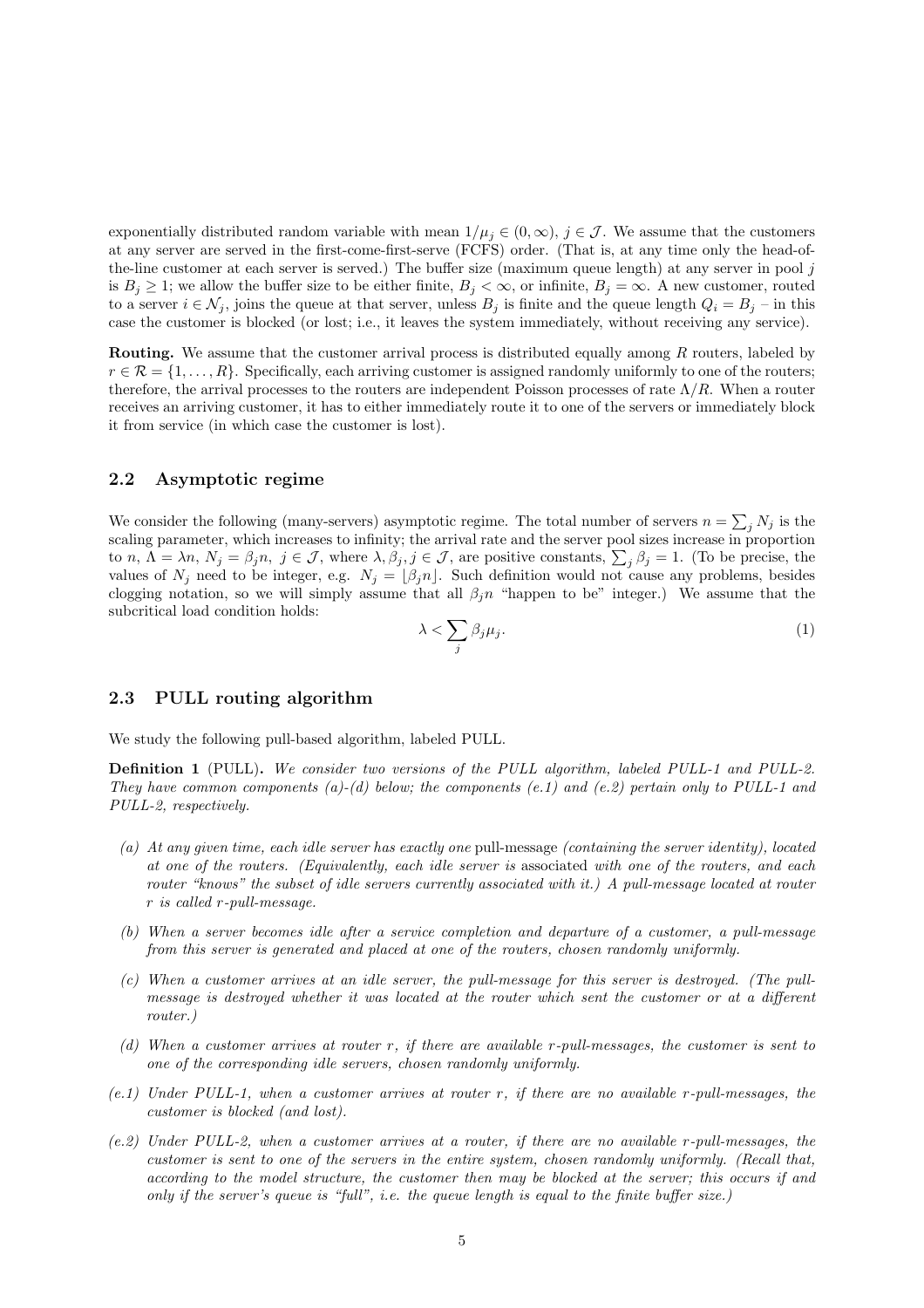exponentially distributed random variable with mean $1/\mu_j \in (0, \infty)$, $j \in \mathcal{J}$. We assume that the customers at any server are served in the first-come-first-serve (FCFS) order. (That is, at any time only the head-of-the-line customer at each server is served.) The buffer size (maximum queue length) at any server in pool $j$ is $B_j \geq 1$; we allow the buffer size to be either finite, $B_j < \infty$, or infinite, $B_j = \infty$. A new customer, routed to a server $i \in \mathcal{N}_j$, joins the queue at that server, unless $B_j$ is finite and the queue length $Q_i = B_j$ – in this case the customer is blocked (or lost; i.e., it leaves the system immediately, without receiving any service).

**Routing.** We assume that the customer arrival process is distributed equally among $R$ routers, labeled by $r \in \mathcal{R} = \{1, \ldots, R\}$. Specifically, each arriving customer is assigned randomly uniformly to one of the routers; therefore, the arrival processes to the routers are independent Poisson processes of rate $\Lambda/R$. When a router receives an arriving customer, it has to either immediately route it to one of the servers or immediately block it from service (in which case the customer is lost).

### 2.2 Asymptotic regime

We consider the following (many-servers) asymptotic regime. The total number of servers $n = \sum_j N_j$ is the scaling parameter, which increases to infinity; the arrival rate and the server pool sizes increase in proportion to $n$, $\Lambda = \lambda n$, $N_j = \beta_j n$, $j \in \mathcal{J}$, where $\lambda, \beta_j, j \in \mathcal{J}$, are positive constants, $\sum_j \beta_j = 1$. (To be precise, the values of $N_j$ need to be integer, e.g. $N_j = \lfloor \beta_j n \rfloor$. Such definition would not cause any problems, besides clogging notation, so we will simply assume that all $\beta_j n$ "happen to be" integer.) We assume that the subcritical load condition holds:

$$\lambda < \sum_j \beta_j \mu_j. \tag{1}$$

### 2.3 PULL routing algorithm

We study the following pull-based algorithm, labeled PULL.

**Definition 1** (PULL). *We consider two versions of the PULL algorithm, labeled PULL-1 and PULL-2. They have common components (a)-(d) below; the components (e.1) and (e.2) pertain only to PULL-1 and PULL-2, respectively.*

- *(a) At any given time, each idle server has exactly one* pull-message *(containing the server identity), located at one of the routers. (Equivalently, each idle server is* associated *with one of the routers, and each router "knows" the subset of idle servers currently associated with it.) A pull-message located at router $r$ is called $r$-pull-message.*
- *(b) When a server becomes idle after a service completion and departure of a customer, a pull-message from this server is generated and placed at one of the routers, chosen randomly uniformly.*
- *(c) When a customer arrives at an idle server, the pull-message for this server is destroyed. (The pull-message is destroyed whether it was located at the router which sent the customer or at a different router.)*
- *(d) When a customer arrives at router $r$, if there are available $r$-pull-messages, the customer is sent to one of the corresponding idle servers, chosen randomly uniformly.*
- *(e.1) Under PULL-1, when a customer arrives at router $r$, if there are no available $r$-pull-messages, the customer is blocked (and lost).*
- *(e.2) Under PULL-2, when a customer arrives at a router, if there are no available $r$-pull-messages, the customer is sent to one of the servers in the entire system, chosen randomly uniformly. (Recall that, according to the model structure, the customer then may be blocked at the server; this occurs if and only if the server's queue is "full", i.e. the queue length is equal to the finite buffer size.)*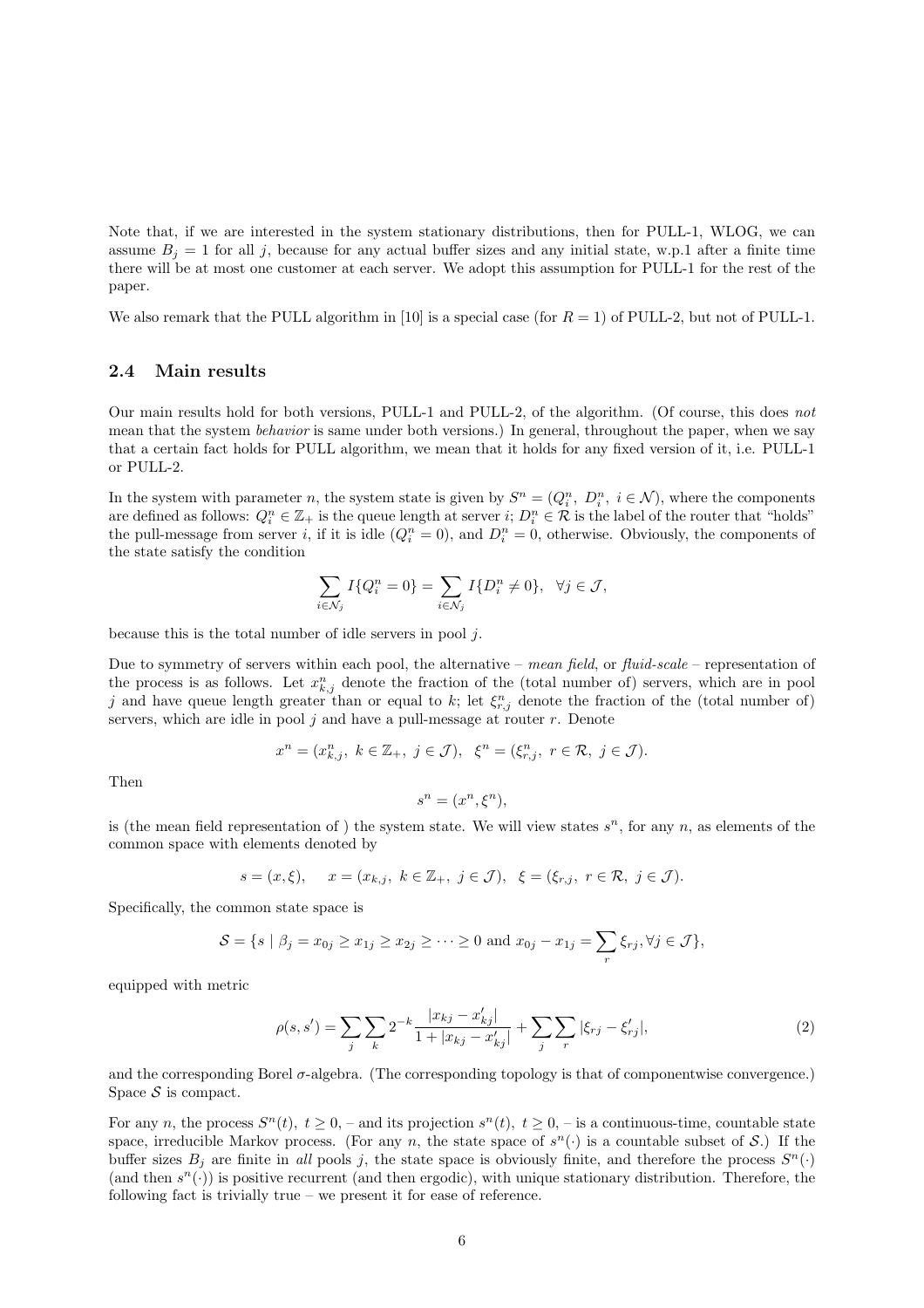Note that, if we are interested in the system stationary distributions, then for PULL-1, WLOG, we can assume $B_j = 1$ for all $j$, because for any actual buffer sizes and any initial state, w.p.1 after a finite time there will be at most one customer at each server. We adopt this assumption for PULL-1 for the rest of the paper.

We also remark that the PULL algorithm in [10] is a special case (for $R = 1$) of PULL-2, but not of PULL-1.

## 2.4 Main results

Our main results hold for both versions, PULL-1 and PULL-2, of the algorithm. (Of course, this does *not* mean that the system *behavior* is same under both versions.) In general, throughout the paper, when we say that a certain fact holds for PULL algorithm, we mean that it holds for any fixed version of it, i.e. PULL-1 or PULL-2.

In the system with parameter $n$, the system state is given by $S^n = (Q_i^n,\ D_i^n,\ i \in \mathcal{N})$, where the components are defined as follows: $Q_i^n \in \mathbb{Z}_+$ is the queue length at server $i$; $D_i^n \in \mathcal{R}$ is the label of the router that "holds" the pull-message from server $i$, if it is idle ($Q_i^n = 0$), and $D_i^n = 0$, otherwise. Obviously, the components of the state satisfy the condition

$$\sum_{i \in \mathcal{N}_j} I\{Q_i^n = 0\} = \sum_{i \in \mathcal{N}_j} I\{D_i^n \neq 0\}, \quad \forall j \in \mathcal{J},$$

because this is the total number of idle servers in pool $j$.

Due to symmetry of servers within each pool, the alternative – *mean field*, or *fluid-scale* – representation of the process is as follows. Let $x_{k,j}^n$ denote the fraction of the (total number of) servers, which are in pool $j$ and have queue length greater than or equal to $k$; let $\xi_{r,j}^n$ denote the fraction of the (total number of) servers, which are idle in pool $j$ and have a pull-message at router $r$. Denote

$$x^n = (x_{k,j}^n,\ k \in \mathbb{Z}_+,\ j \in \mathcal{J}), \quad \xi^n = (\xi_{r,j}^n,\ r \in \mathcal{R},\ j \in \mathcal{J}).$$

Then

$$s^n = (x^n, \xi^n),$$

is (the mean field representation of ) the system state. We will view states $s^n$, for any $n$, as elements of the common space with elements denoted by

$$s = (x, \xi), \qquad x = (x_{k,j},\ k \in \mathbb{Z}_+,\ j \in \mathcal{J}), \quad \xi = (\xi_{r,j},\ r \in \mathcal{R},\ j \in \mathcal{J}).$$

Specifically, the common state space is

$$\mathcal{S} = \{s \mid \beta_j = x_{0j} \geq x_{1j} \geq x_{2j} \geq \cdots \geq 0 \text{ and } x_{0j} - x_{1j} = \sum_r \xi_{rj}, \forall j \in \mathcal{J}\},$$

equipped with metric

$$\rho(s, s') = \sum_j \sum_k 2^{-k} \frac{|x_{kj} - x'_{kj}|}{1 + |x_{kj} - x'_{kj}|} + \sum_j \sum_r |\xi_{rj} - \xi'_{rj}|, \tag{2}$$

and the corresponding Borel $\sigma$-algebra. (The corresponding topology is that of componentwise convergence.) Space $\mathcal{S}$ is compact.

For any $n$, the process $S^n(t),\ t \geq 0$, – and its projection $s^n(t),\ t \geq 0$, – is a continuous-time, countable state space, irreducible Markov process. (For any $n$, the state space of $s^n(\cdot)$ is a countable subset of $\mathcal{S}$.) If the buffer sizes $B_j$ are finite in *all* pools $j$, the state space is obviously finite, and therefore the process $S^n(\cdot)$ (and then $s^n(\cdot)$) is positive recurrent (and then ergodic), with unique stationary distribution. Therefore, the following fact is trivially true – we present it for ease of reference.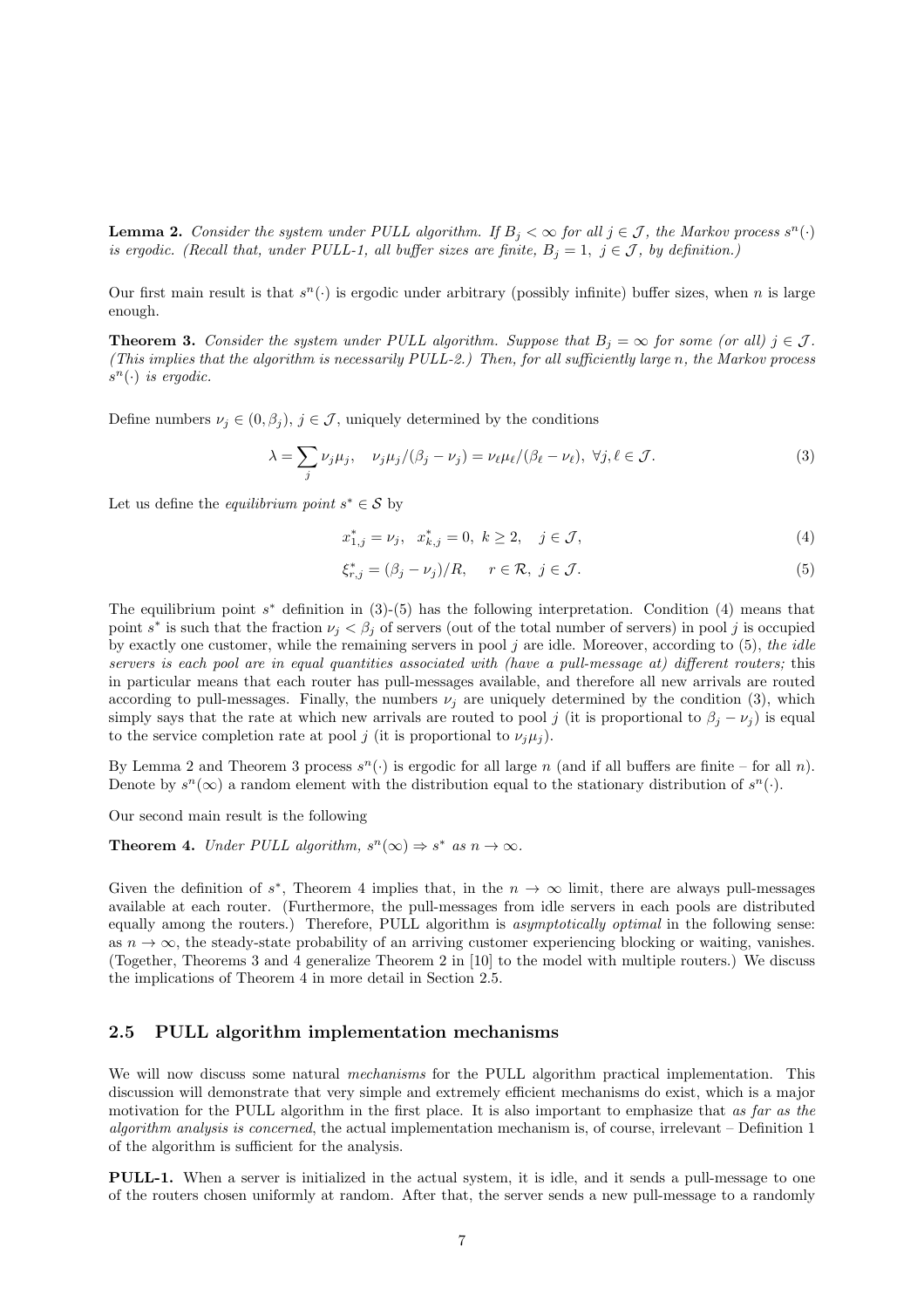**Lemma 2.** *Consider the system under PULL algorithm. If $B_j < \infty$ for all $j \in \mathcal{J}$, the Markov process $s^n(\cdot)$ is ergodic. (Recall that, under PULL-1, all buffer sizes are finite, $B_j = 1$, $j \in \mathcal{J}$, by definition.)*

Our first main result is that $s^n(\cdot)$ is ergodic under arbitrary (possibly infinite) buffer sizes, when $n$ is large enough.

**Theorem 3.** *Consider the system under PULL algorithm. Suppose that $B_j = \infty$ for some (or all) $j \in \mathcal{J}$. (This implies that the algorithm is necessarily PULL-2.) Then, for all sufficiently large $n$, the Markov process $s^n(\cdot)$ is ergodic.*

Define numbers $\nu_j \in (0, \beta_j)$, $j \in \mathcal{J}$, uniquely determined by the conditions

$$\lambda = \sum_j \nu_j \mu_j, \quad \nu_j \mu_j / (\beta_j - \nu_j) = \nu_\ell \mu_\ell / (\beta_\ell - \nu_\ell), \ \forall j, \ell \in \mathcal{J}. \tag{3}$$

Let us define the *equilibrium point* $s^* \in \mathcal{S}$ by

$$x^*_{1,j} = \nu_j, \quad x^*_{k,j} = 0, \ k \geq 2, \quad j \in \mathcal{J}, \tag{4}$$

$$\xi^*_{r,j} = (\beta_j - \nu_j)/R, \quad r \in \mathcal{R}, \ j \in \mathcal{J}. \tag{5}$$

The equilibrium point $s^*$ definition in (3)-(5) has the following interpretation. Condition (4) means that point $s^*$ is such that the fraction $\nu_j < \beta_j$ of servers (out of the total number of servers) in pool $j$ is occupied by exactly one customer, while the remaining servers in pool $j$ are idle. Moreover, according to (5), *the idle servers is each pool are in equal quantities associated with (have a pull-message at) different routers;* this in particular means that each router has pull-messages available, and therefore all new arrivals are routed according to pull-messages. Finally, the numbers $\nu_j$ are uniquely determined by the condition (3), which simply says that the rate at which new arrivals are routed to pool $j$ (it is proportional to $\beta_j - \nu_j$) is equal to the service completion rate at pool $j$ (it is proportional to $\nu_j \mu_j$).

By Lemma 2 and Theorem 3 process $s^n(\cdot)$ is ergodic for all large $n$ (and if all buffers are finite – for all $n$). Denote by $s^n(\infty)$ a random element with the distribution equal to the stationary distribution of $s^n(\cdot)$.

Our second main result is the following

**Theorem 4.** *Under PULL algorithm, $s^n(\infty) \Rightarrow s^*$ as $n \to \infty$.*

Given the definition of $s^*$, Theorem 4 implies that, in the $n \to \infty$ limit, there are always pull-messages available at each router. (Furthermore, the pull-messages from idle servers in each pools are distributed equally among the routers.) Therefore, PULL algorithm is *asymptotically optimal* in the following sense: as $n \to \infty$, the steady-state probability of an arriving customer experiencing blocking or waiting, vanishes. (Together, Theorems 3 and 4 generalize Theorem 2 in [10] to the model with multiple routers.) We discuss the implications of Theorem 4 in more detail in Section 2.5.

### 2.5 PULL algorithm implementation mechanisms

We will now discuss some natural *mechanisms* for the PULL algorithm practical implementation. This discussion will demonstrate that very simple and extremely efficient mechanisms do exist, which is a major motivation for the PULL algorithm in the first place. It is also important to emphasize that *as far as the algorithm analysis is concerned*, the actual implementation mechanism is, of course, irrelevant – Definition 1 of the algorithm is sufficient for the analysis.

**PULL-1.** When a server is initialized in the actual system, it is idle, and it sends a pull-message to one of the routers chosen uniformly at random. After that, the server sends a new pull-message to a randomly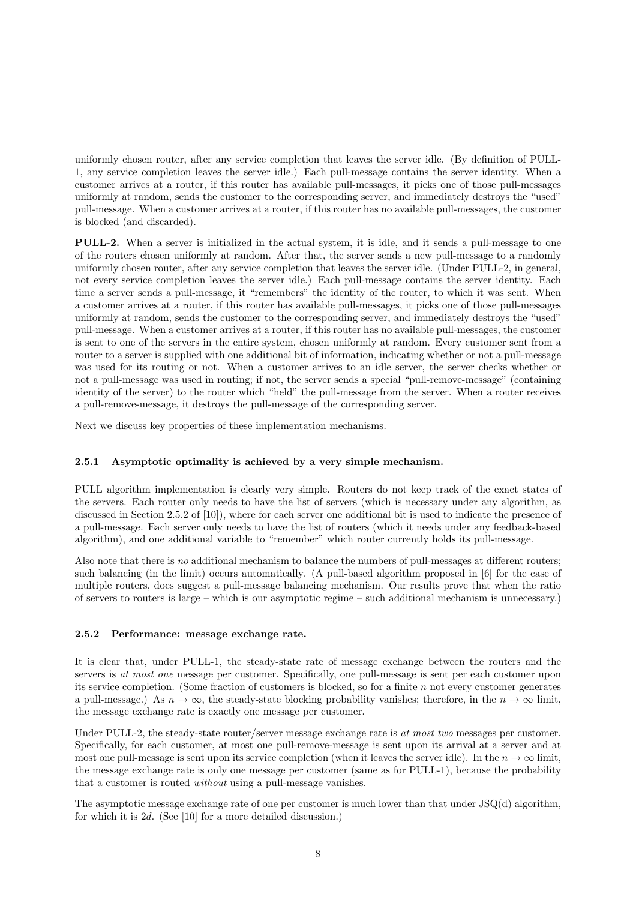uniformly chosen router, after any service completion that leaves the server idle. (By definition of PULL-1, any service completion leaves the server idle.) Each pull-message contains the server identity. When a customer arrives at a router, if this router has available pull-messages, it picks one of those pull-messages uniformly at random, sends the customer to the corresponding server, and immediately destroys the "used" pull-message. When a customer arrives at a router, if this router has no available pull-messages, the customer is blocked (and discarded).

**PULL-2.** When a server is initialized in the actual system, it is idle, and it sends a pull-message to one of the routers chosen uniformly at random. After that, the server sends a new pull-message to a randomly uniformly chosen router, after any service completion that leaves the server idle. (Under PULL-2, in general, not every service completion leaves the server idle.) Each pull-message contains the server identity. Each time a server sends a pull-message, it "remembers" the identity of the router, to which it was sent. When a customer arrives at a router, if this router has available pull-messages, it picks one of those pull-messages uniformly at random, sends the customer to the corresponding server, and immediately destroys the "used" pull-message. When a customer arrives at a router, if this router has no available pull-messages, the customer is sent to one of the servers in the entire system, chosen uniformly at random. Every customer sent from a router to a server is supplied with one additional bit of information, indicating whether or not a pull-message was used for its routing or not. When a customer arrives to an idle server, the server checks whether or not a pull-message was used in routing; if not, the server sends a special "pull-remove-message" (containing identity of the server) to the router which "held" the pull-message from the server. When a router receives a pull-remove-message, it destroys the pull-message of the corresponding server.

Next we discuss key properties of these implementation mechanisms.

### 2.5.1 Asymptotic optimality is achieved by a very simple mechanism.

PULL algorithm implementation is clearly very simple. Routers do not keep track of the exact states of the servers. Each router only needs to have the list of servers (which is necessary under any algorithm, as discussed in Section 2.5.2 of [10]), where for each server one additional bit is used to indicate the presence of a pull-message. Each server only needs to have the list of routers (which it needs under any feedback-based algorithm), and one additional variable to "remember" which router currently holds its pull-message.

Also note that there is *no* additional mechanism to balance the numbers of pull-messages at different routers; such balancing (in the limit) occurs automatically. (A pull-based algorithm proposed in [6] for the case of multiple routers, does suggest a pull-message balancing mechanism. Our results prove that when the ratio of servers to routers is large – which is our asymptotic regime – such additional mechanism is unnecessary.)

### 2.5.2 Performance: message exchange rate.

It is clear that, under PULL-1, the steady-state rate of message exchange between the routers and the servers is *at most one* message per customer. Specifically, one pull-message is sent per each customer upon its service completion. (Some fraction of customers is blocked, so for a finite $n$ not every customer generates a pull-message.) As $n \to \infty$, the steady-state blocking probability vanishes; therefore, in the $n \to \infty$ limit, the message exchange rate is exactly one message per customer.

Under PULL-2, the steady-state router/server message exchange rate is *at most two* messages per customer. Specifically, for each customer, at most one pull-remove-message is sent upon its arrival at a server and at most one pull-message is sent upon its service completion (when it leaves the server idle). In the $n \to \infty$ limit, the message exchange rate is only one message per customer (same as for PULL-1), because the probability that a customer is routed *without* using a pull-message vanishes.

The asymptotic message exchange rate of one per customer is much lower than that under JSQ(d) algorithm, for which it is $2d$. (See [10] for a more detailed discussion.)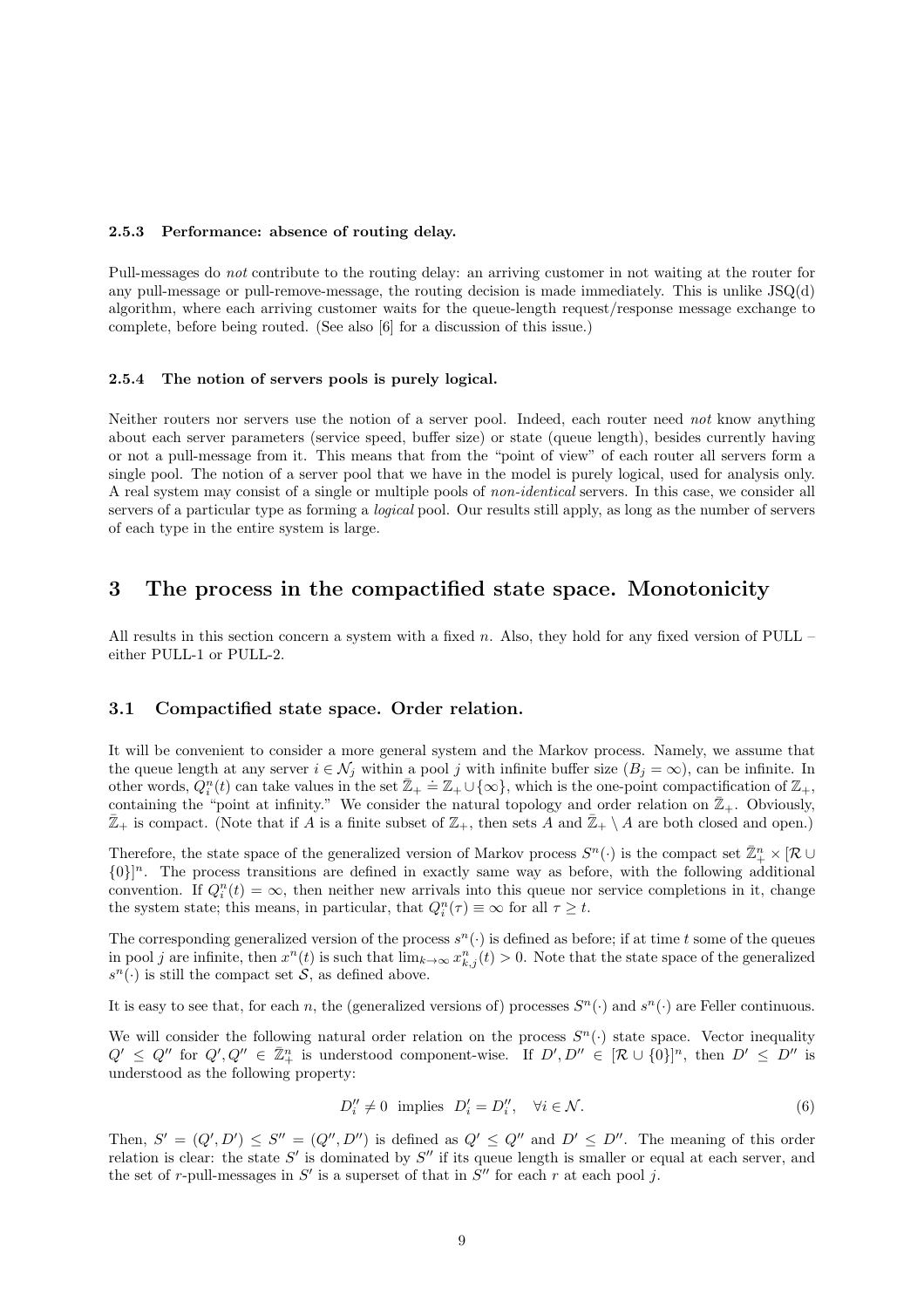### 2.5.3 Performance: absence of routing delay.

Pull-messages do *not* contribute to the routing delay: an arriving customer in not waiting at the router for any pull-message or pull-remove-message, the routing decision is made immediately. This is unlike JSQ(d) algorithm, where each arriving customer waits for the queue-length request/response message exchange to complete, before being routed. (See also [6] for a discussion of this issue.)

### 2.5.4 The notion of servers pools is purely logical.

Neither routers nor servers use the notion of a server pool. Indeed, each router need *not* know anything about each server parameters (service speed, buffer size) or state (queue length), besides currently having or not a pull-message from it. This means that from the "point of view" of each router all servers form a single pool. The notion of a server pool that we have in the model is purely logical, used for analysis only. A real system may consist of a single or multiple pools of *non-identical* servers. In this case, we consider all servers of a particular type as forming a *logical* pool. Our results still apply, as long as the number of servers of each type in the entire system is large.

# 3 The process in the compactified state space. Monotonicity

All results in this section concern a system with a fixed $n$. Also, they hold for any fixed version of PULL – either PULL-1 or PULL-2.

## 3.1 Compactified state space. Order relation.

It will be convenient to consider a more general system and the Markov process. Namely, we assume that the queue length at any server $i \in \mathcal{N}_j$ within a pool $j$ with infinite buffer size ($B_j = \infty$), can be infinite. In other words, $Q_i^n(t)$ can take values in the set $\bar{\mathbb{Z}}_+ \doteq \mathbb{Z}_+ \cup \{\infty\}$, which is the one-point compactification of $\mathbb{Z}_+$, containing the "point at infinity." We consider the natural topology and order relation on $\bar{\mathbb{Z}}_+$. Obviously, $\bar{\mathbb{Z}}_+$ is compact. (Note that if $A$ is a finite subset of $\mathbb{Z}_+$, then sets $A$ and $\bar{\mathbb{Z}}_+ \setminus A$ are both closed and open.)

Therefore, the state space of the generalized version of Markov process $S^n(\cdot)$ is the compact set $\bar{\mathbb{Z}}_+^n \times [\mathcal{R} \cup \{0\}]^n$. The process transitions are defined in exactly same way as before, with the following additional convention. If $Q_i^n(t) = \infty$, then neither new arrivals into this queue nor service completions in it, change the system state; this means, in particular, that $Q_i^n(\tau) \equiv \infty$ for all $\tau \geq t$.

The corresponding generalized version of the process $s^n(\cdot)$ is defined as before; if at time $t$ some of the queues in pool $j$ are infinite, then $x^n(t)$ is such that $\lim_{k \to \infty} x_{k,j}^n(t) > 0$. Note that the state space of the generalized $s^n(\cdot)$ is still the compact set $\mathcal{S}$, as defined above.

It is easy to see that, for each $n$, the (generalized versions of) processes $S^n(\cdot)$ and $s^n(\cdot)$ are Feller continuous.

We will consider the following natural order relation on the process $S^n(\cdot)$ state space. Vector inequality $Q' \leq Q''$ for $Q', Q'' \in \bar{\mathbb{Z}}_+^n$ is understood component-wise. If $D', D'' \in [\mathcal{R} \cup \{0\}]^n$, then $D' \leq D''$ is understood as the following property:

$$D_i'' \neq 0 \text{ implies } D_i' = D_i'', \quad \forall i \in \mathcal{N}. \tag{6}$$

Then, $S' = (Q', D') \leq S'' = (Q'', D'')$ is defined as $Q' \leq Q''$ and $D' \leq D''$. The meaning of this order relation is clear: the state $S'$ is dominated by $S''$ if its queue length is smaller or equal at each server, and the set of $r$-pull-messages in $S'$ is a superset of that in $S''$ for each $r$ at each pool $j$.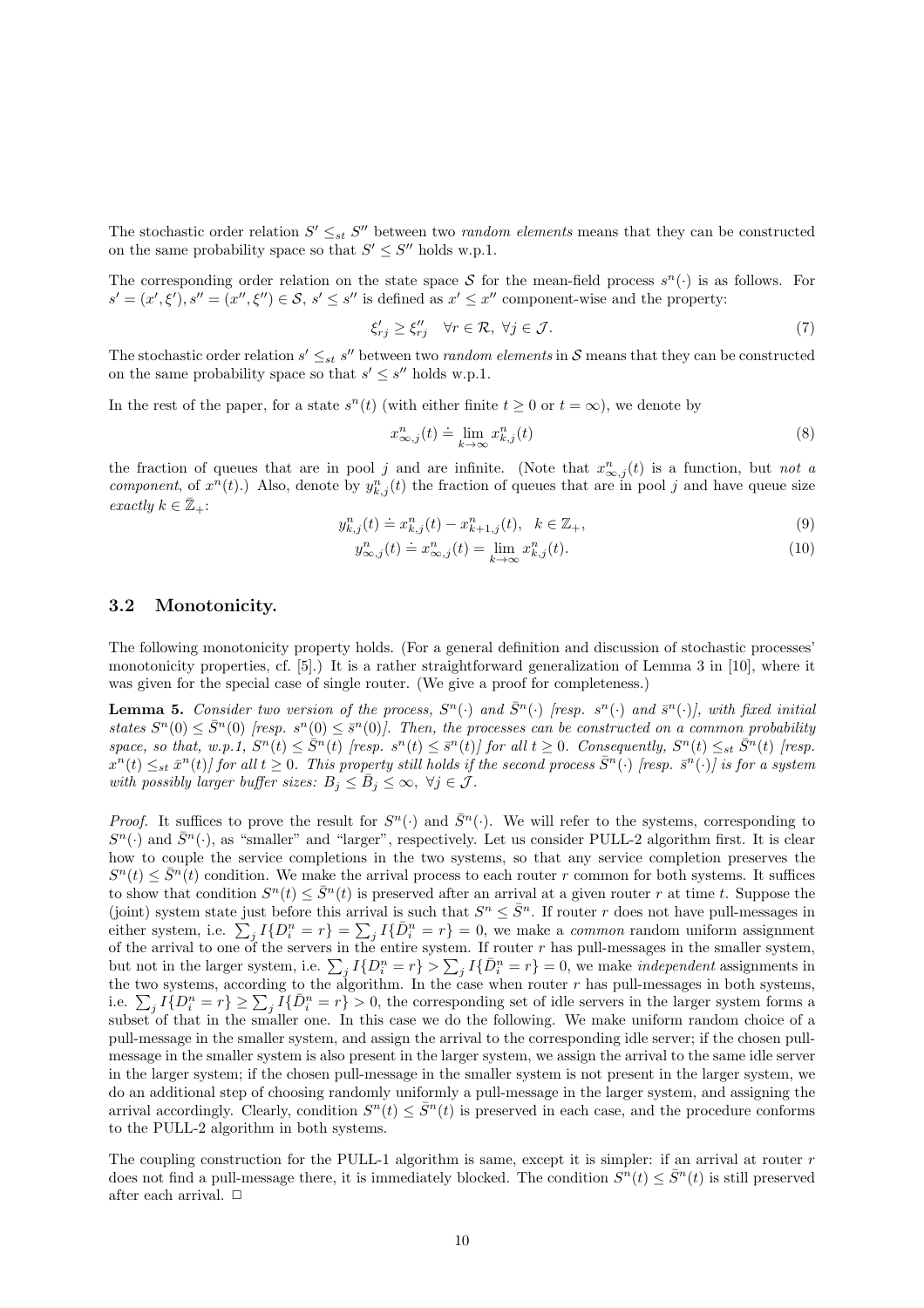The stochastic order relation $S' \leq_{st} S''$ between two *random elements* means that they can be constructed on the same probability space so that $S' \leq S''$ holds w.p.1.

The corresponding order relation on the state space $\mathcal{S}$ for the mean-field process $s^n(\cdot)$ is as follows. For $s' = (x', \xi'), s'' = (x'', \xi'') \in \mathcal{S}$, $s' \leq s''$ is defined as $x' \leq x''$ component-wise and the property:

$$\xi'_{rj} \geq \xi''_{rj} \quad \forall r \in \mathcal{R}, \ \forall j \in \mathcal{J}. \tag{7}$$

The stochastic order relation $s' \leq_{st} s''$ between two *random elements* in $\mathcal{S}$ means that they can be constructed on the same probability space so that $s' \leq s''$ holds w.p.1.

In the rest of the paper, for a state $s^n(t)$ (with either finite $t \geq 0$ or $t = \infty$), we denote by

$$x^n_{\infty,j}(t) \doteq \lim_{k \to \infty} x^n_{k,j}(t) \tag{8}$$

the fraction of queues that are in pool $j$ and are infinite. (Note that $x^n_{\infty,j}(t)$ is a function, but *not a component*, of $x^n(t)$.) Also, denote by $y^n_{k,j}(t)$ the fraction of queues that are in pool $j$ and have queue size *exactly* $k \in \bar{\mathbb{Z}}_+$:

$$y^n_{k,j}(t) \doteq x^n_{k,j}(t) - x^n_{k+1,j}(t), \quad k \in \mathbb{Z}_+, \tag{9}$$

$$y^n_{\infty,j}(t) \doteq x^n_{\infty,j}(t) = \lim_{k \to \infty} x^n_{k,j}(t). \tag{10}$$

## 3.2 Monotonicity.

The following monotonicity property holds. (For a general definition and discussion of stochastic processes' monotonicity properties, cf. [5].) It is a rather straightforward generalization of Lemma 3 in [10], where it was given for the special case of single router. (We give a proof for completeness.)

**Lemma 5.** *Consider two version of the process, $S^n(\cdot)$ and $\bar{S}^n(\cdot)$ [resp. $s^n(\cdot)$ and $\bar{s}^n(\cdot)$], with fixed initial states $S^n(0) \leq \bar{S}^n(0)$ [resp. $s^n(0) \leq \bar{s}^n(0)$]. Then, the processes can be constructed on a common probability space, so that, w.p.1, $S^n(t) \leq \bar{S}^n(t)$ [resp. $s^n(t) \leq \bar{s}^n(t)$] for all $t \geq 0$. Consequently, $S^n(t) \leq_{st} \bar{S}^n(t)$ [resp. $x^n(t) \leq_{st} \bar{x}^n(t)$] for all $t \geq 0$. This property still holds if the second process $\bar{S}^n(\cdot)$ [resp. $\bar{s}^n(\cdot)$] is for a system with possibly larger buffer sizes: $B_j \leq \bar{B}_j \leq \infty, \ \forall j \in \mathcal{J}$.*

*Proof.* It suffices to prove the result for $S^n(\cdot)$ and $\bar{S}^n(\cdot)$. We will refer to the systems, corresponding to $S^n(\cdot)$ and $\bar{S}^n(\cdot)$, as "smaller" and "larger", respectively. Let us consider PULL-2 algorithm first. It is clear how to couple the service completions in the two systems, so that any service completion preserves the $S^n(t) \leq \bar{S}^n(t)$ condition. We make the arrival process to each router $r$ common for both systems. It suffices to show that condition $S^n(t) \leq \bar{S}^n(t)$ is preserved after an arrival at a given router $r$ at time $t$. Suppose the (joint) system state just before this arrival is such that $S^n \leq \bar{S}^n$. If router $r$ does not have pull-messages in either system, i.e. $\sum_j I\{D^n_i = r\} = \sum_j I\{\bar{D}^n_i = r\} = 0$, we make a *common* random uniform assignment of the arrival to one of the servers in the entire system. If router $r$ has pull-messages in the smaller system, but not in the larger system, i.e. $\sum_j I\{D^n_i = r\} > \sum_j I\{\bar{D}^n_i = r\} = 0$, we make *independent* assignments in the two systems, according to the algorithm. In the case when router $r$ has pull-messages in both systems, i.e. $\sum_j I\{D^n_i = r\} \geq \sum_j I\{\bar{D}^n_i = r\} > 0$, the corresponding set of idle servers in the larger system forms a subset of that in the smaller one. In this case we do the following. We make uniform random choice of a pull-message in the smaller system, and assign the arrival to the corresponding idle server; if the chosen pull-message in the smaller system is also present in the larger system, we assign the arrival to the same idle server in the larger system; if the chosen pull-message in the smaller system is not present in the larger system, we do an additional step of choosing randomly uniformly a pull-message in the larger system, and assigning the arrival accordingly. Clearly, condition $S^n(t) \leq \bar{S}^n(t)$ is preserved in each case, and the procedure conforms to the PULL-2 algorithm in both systems.

The coupling construction for the PULL-1 algorithm is same, except it is simpler: if an arrival at router $r$ does not find a pull-message there, it is immediately blocked. The condition $S^n(t) \leq \bar{S}^n(t)$ is still preserved after each arrival. ☐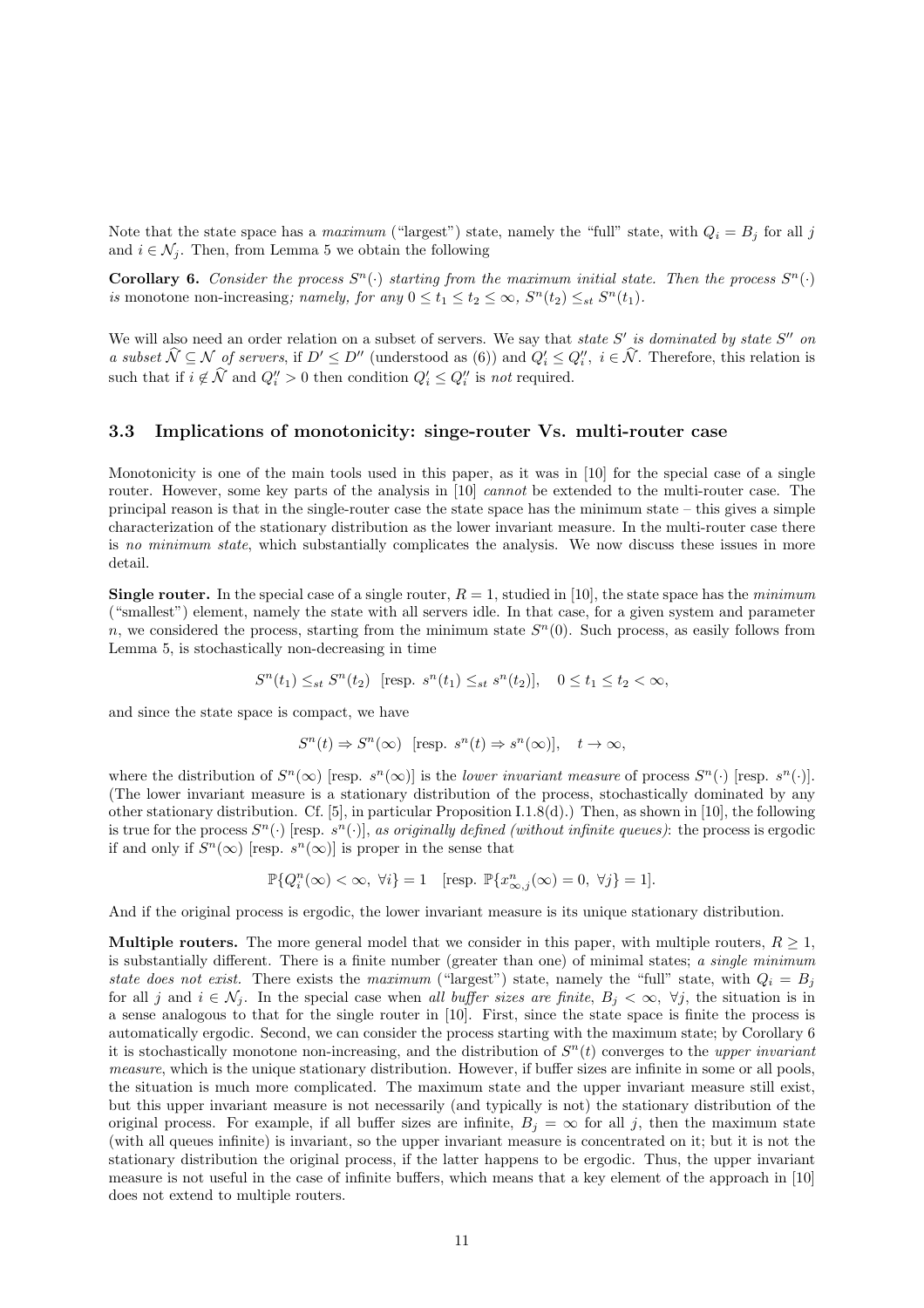Note that the state space has a *maximum* ("largest") state, namely the "full" state, with $Q_i = B_j$ for all $j$ and $i \in \mathcal{N}_j$. Then, from Lemma 5 we obtain the following

**Corollary 6.** *Consider the process $S^n(\cdot)$ starting from the maximum initial state. Then the process $S^n(\cdot)$ is* monotone non-increasing*; namely, for any $0 \le t_1 \le t_2 \le \infty$, $S^n(t_2) \le_{st} S^n(t_1)$.*

We will also need an order relation on a subset of servers. We say that *state $S'$ is dominated by state $S''$ on a subset $\widehat{\mathcal{N}} \subseteq \mathcal{N}$ of servers*, if $D' \le D''$ (understood as (6)) and $Q'_i \le Q''_i$, $i \in \widehat{\mathcal{N}}$. Therefore, this relation is such that if $i \notin \widehat{\mathcal{N}}$ and $Q''_i > 0$ then condition $Q'_i \le Q''_i$ is *not* required.

### 3.3 Implications of monotonicity: singe-router Vs. multi-router case

Monotonicity is one of the main tools used in this paper, as it was in [10] for the special case of a single router. However, some key parts of the analysis in [10] *cannot* be extended to the multi-router case. The principal reason is that in the single-router case the state space has the minimum state – this gives a simple characterization of the stationary distribution as the lower invariant measure. In the multi-router case there is *no minimum state*, which substantially complicates the analysis. We now discuss these issues in more detail.

**Single router.** In the special case of a single router, $R = 1$, studied in [10], the state space has the *minimum* ("smallest") element, namely the state with all servers idle. In that case, for a given system and parameter $n$, we considered the process, starting from the minimum state $S^n(0)$. Such process, as easily follows from Lemma 5, is stochastically non-decreasing in time

$$S^n(t_1) \le_{st} S^n(t_2) \;\; [\text{resp. } s^n(t_1) \le_{st} s^n(t_2)], \quad 0 \le t_1 \le t_2 < \infty,$$

and since the state space is compact, we have

$$S^n(t) \Rightarrow S^n(\infty) \;\; [\text{resp. } s^n(t) \Rightarrow s^n(\infty)], \quad t \to \infty,$$

where the distribution of $S^n(\infty)$ [resp. $s^n(\infty)$] is the *lower invariant measure* of process $S^n(\cdot)$ [resp. $s^n(\cdot)$]. (The lower invariant measure is a stationary distribution of the process, stochastically dominated by any other stationary distribution. Cf. [5], in particular Proposition I.1.8(d).) Then, as shown in [10], the following is true for the process $S^n(\cdot)$ [resp. $s^n(\cdot)$], *as originally defined (without infinite queues)*: the process is ergodic if and only if $S^n(\infty)$ [resp. $s^n(\infty)$] is proper in the sense that

$$\mathbb{P}\{Q^n_i(\infty) < \infty, \; \forall i\} = 1 \quad [\text{resp. } \mathbb{P}\{x^n_{\infty,j}(\infty) = 0, \; \forall j\} = 1].$$

And if the original process is ergodic, the lower invariant measure is its unique stationary distribution.

**Multiple routers.** The more general model that we consider in this paper, with multiple routers, $R \ge 1$, is substantially different. There is a finite number (greater than one) of minimal states; *a single minimum state does not exist.* There exists the *maximum* ("largest") state, namely the "full" state, with $Q_i = B_j$ for all $j$ and $i \in \mathcal{N}_j$. In the special case when *all buffer sizes are finite*, $B_j < \infty$, $\forall j$, the situation is in a sense analogous to that for the single router in [10]. First, since the state space is finite the process is automatically ergodic. Second, we can consider the process starting with the maximum state; by Corollary 6 it is stochastically monotone non-increasing, and the distribution of $S^n(t)$ converges to the *upper invariant measure*, which is the unique stationary distribution. However, if buffer sizes are infinite in some or all pools, the situation is much more complicated. The maximum state and the upper invariant measure still exist, but this upper invariant measure is not necessarily (and typically is not) the stationary distribution of the original process. For example, if all buffer sizes are infinite, $B_j = \infty$ for all $j$, then the maximum state (with all queues infinite) is invariant, so the upper invariant measure is concentrated on it; but it is not the stationary distribution the original process, if the latter happens to be ergodic. Thus, the upper invariant measure is not useful in the case of infinite buffers, which means that a key element of the approach in [10] does not extend to multiple routers.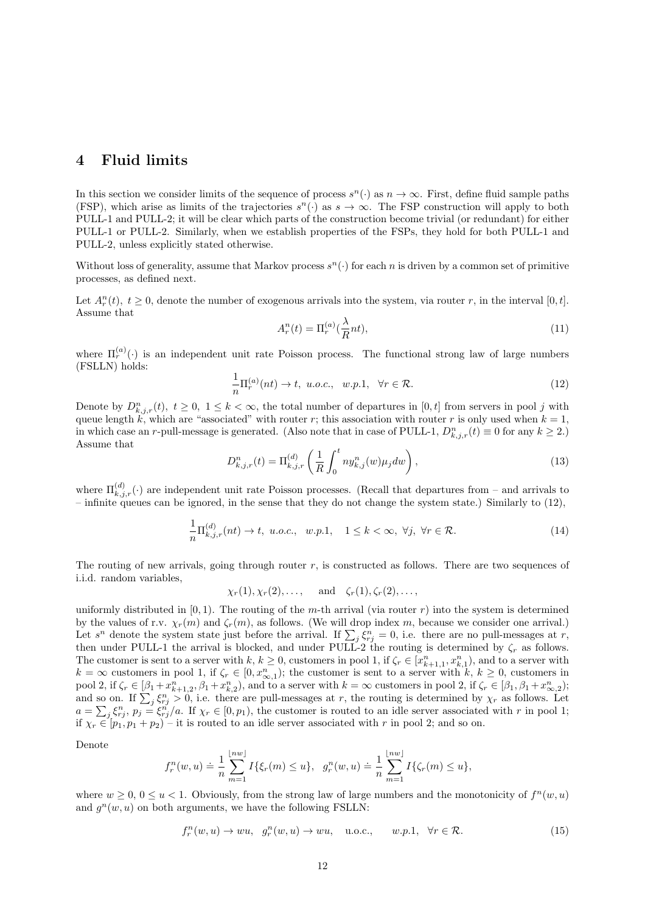# 4 Fluid limits

In this section we consider limits of the sequence of process $s^n(\cdot)$ as $n \to \infty$. First, define fluid sample paths (FSP), which arise as limits of the trajectories $s^n(\cdot)$ as $s \to \infty$. The FSP construction will apply to both PULL-1 and PULL-2; it will be clear which parts of the construction become trivial (or redundant) for either PULL-1 or PULL-2. Similarly, when we establish properties of the FSPs, they hold for both PULL-1 and PULL-2, unless explicitly stated otherwise.

Without loss of generality, assume that Markov process $s^n(\cdot)$ for each $n$ is driven by a common set of primitive processes, as defined next.

Let $A_r^n(t)$, $t \geq 0$, denote the number of exogenous arrivals into the system, via router $r$, in the interval $[0,t]$. Assume that

$$A_r^n(t) = \Pi_r^{(a)}(\frac{\lambda}{R}nt), \tag{11}$$

where $\Pi_r^{(a)}(\cdot)$ is an independent unit rate Poisson process. The functional strong law of large numbers (FSLLN) holds:

$$\frac{1}{n}\Pi_r^{(a)}(nt) \to t, \ u.o.c., \ \ w.p.1, \ \ \forall r \in \mathcal{R}. \tag{12}$$

Denote by $D_{k,j,r}^n(t)$, $t \geq 0$, $1 \leq k < \infty$, the total number of departures in $[0,t]$ from servers in pool $j$ with queue length $k$, which are "associated" with router $r$; this association with router $r$ is only used when $k = 1$, in which case an $r$-pull-message is generated. (Also note that in case of PULL-1, $D_{k,j,r}^n(t) \equiv 0$ for any $k \geq 2$.) Assume that

$$D_{k,j,r}^n(t) = \Pi_{k,j,r}^{(d)}\left(\frac{1}{R}\int_0^t n y_{k,j}^n(w)\mu_j dw\right), \tag{13}$$

where $\Pi_{k,j,r}^{(d)}(\cdot)$ are independent unit rate Poisson processes. (Recall that departures from – and arrivals to – infinite queues can be ignored, in the sense that they do not change the system state.) Similarly to (12),

$$\frac{1}{n}\Pi_{k,j,r}^{(d)}(nt) \to t, \ u.o.c., \ \ w.p.1, \quad 1 \leq k < \infty, \ \forall j, \ \forall r \in \mathcal{R}. \tag{14}$$

The routing of new arrivals, going through router $r$, is constructed as follows. There are two sequences of i.i.d. random variables,

$$\chi_r(1), \chi_r(2), \ldots, \quad \text{ and } \quad \zeta_r(1), \zeta_r(2), \ldots,$$

uniformly distributed in $[0,1)$. The routing of the $m$-th arrival (via router $r$) into the system is determined by the values of r.v. $\chi_r(m)$ and $\zeta_r(m)$, as follows. (We will drop index $m$, because we consider one arrival.) Let $s^n$ denote the system state just before the arrival. If $\sum_j \xi_{rj}^n = 0$, i.e. there are no pull-messages at $r$, then under PULL-1 the arrival is blocked, and under PULL-2 the routing is determined by $\zeta_r$ as follows. The customer is sent to a server with $k$, $k \geq 0$, customers in pool 1, if $\zeta_r \in [x_{k+1,1}^n, x_{k,1}^n)$, and to a server with $k = \infty$ customers in pool 1, if $\zeta_r \in [0, x_{\infty,1}^n)$; the customer is sent to a server with $k$, $k \geq 0$, customers in pool 2, if $\zeta_r \in [\beta_1 + x_{k+1,2}^n, \beta_1 + x_{k,2}^n)$, and to a server with $k = \infty$ customers in pool 2, if $\zeta_r \in [\beta_1, \beta_1 + x_{\infty,2}^n)$; and so on. If $\sum_j \xi_{rj}^n > 0$, i.e. there are pull-messages at $r$, the routing is determined by $\chi_r$ as follows. Let $a = \sum_j \xi_{rj}^n$, $p_j = \xi_{rj}^n / a$. If $\chi_r \in [0, p_1)$, the customer is routed to an idle server associated with $r$ in pool 1; if $\chi_r \in [p_1, p_1 + p_2)$ – it is routed to an idle server associated with $r$ in pool 2; and so on.

Denote

$$f_r^n(w,u) \doteq \frac{1}{n}\sum_{m=1}^{\lfloor nw \rfloor} I\{\xi_r(m) \leq u\}, \ \ g_r^n(w,u) \doteq \frac{1}{n}\sum_{m=1}^{\lfloor nw \rfloor} I\{\zeta_r(m) \leq u\},$$

where $w \geq 0$, $0 \leq u < 1$. Obviously, from the strong law of large numbers and the monotonicity of $f^n(w,u)$ and $g^n(w,u)$ on both arguments, we have the following FSLLN:

$$f_r^n(w,u) \to wu, \ \ g_r^n(w,u) \to wu, \quad \text{u.o.c.}, \qquad w.p.1, \ \ \forall r \in \mathcal{R}. \tag{15}$$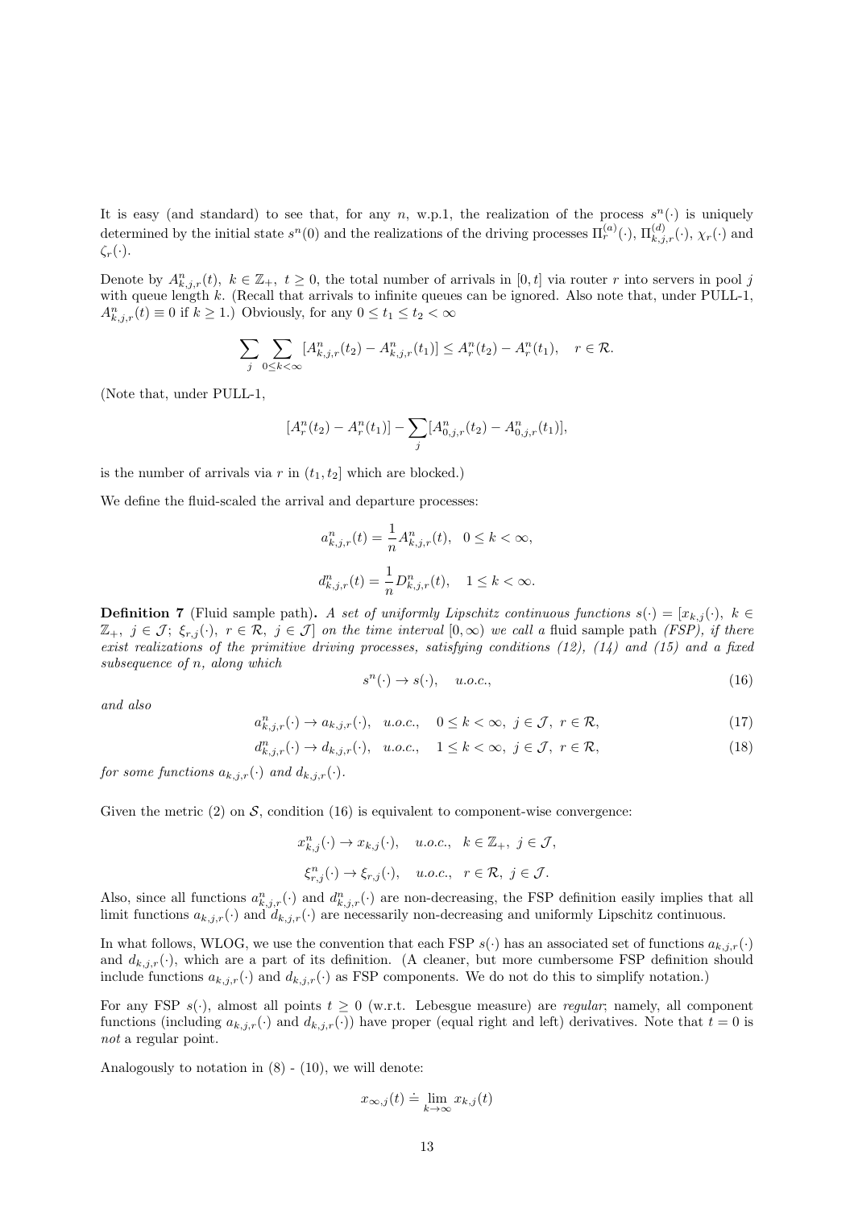It is easy (and standard) to see that, for any $n$, w.p.1, the realization of the process $s^n(\cdot)$ is uniquely determined by the initial state $s^n(0)$ and the realizations of the driving processes $\Pi_r^{(a)}(\cdot)$, $\Pi_{k,j,r}^{(d)}(\cdot)$, $\chi_r(\cdot)$ and $\zeta_r(\cdot)$.

Denote by $A_{k,j,r}^n(t)$, $k \in \mathbb{Z}_+$, $t \geq 0$, the total number of arrivals in $[0,t]$ via router $r$ into servers in pool $j$ with queue length $k$. (Recall that arrivals to infinite queues can be ignored. Also note that, under PULL-1, $A_{k,j,r}^n(t) \equiv 0$ if $k \geq 1$.) Obviously, for any $0 \leq t_1 \leq t_2 < \infty$

$$\sum_j \sum_{0 \leq k < \infty} [A_{k,j,r}^n(t_2) - A_{k,j,r}^n(t_1)] \leq A_r^n(t_2) - A_r^n(t_1), \quad r \in \mathcal{R}.$$

(Note that, under PULL-1,

$$[A_r^n(t_2) - A_r^n(t_1)] - \sum_j [A_{0,j,r}^n(t_2) - A_{0,j,r}^n(t_1)],$$

is the number of arrivals via $r$ in $(t_1, t_2]$ which are blocked.)

We define the fluid-scaled the arrival and departure processes:

$$a_{k,j,r}^n(t) = \frac{1}{n} A_{k,j,r}^n(t), \quad 0 \leq k < \infty,$$

$$d_{k,j,r}^n(t) = \frac{1}{n} D_{k,j,r}^n(t), \quad 1 \leq k < \infty.$$

**Definition 7** (Fluid sample path)**.** *A set of uniformly Lipschitz continuous functions $s(\cdot) = [x_{k,j}(\cdot),\ k \in \mathbb{Z}_+,\ j \in \mathcal{J};\ \xi_{r,j}(\cdot),\ r \in \mathcal{R},\ j \in \mathcal{J}]$ on the time interval $[0, \infty)$ we call a* fluid sample path *(FSP), if there exist realizations of the primitive driving processes, satisfying conditions (12), (14) and (15) and a fixed subsequence of $n$, along which*

$$s^n(\cdot) \to s(\cdot), \quad u.o.c., \tag{16}$$

*and also*

$$a_{k,j,r}^n(\cdot) \to a_{k,j,r}(\cdot), \quad u.o.c., \quad 0 \leq k < \infty,\ j \in \mathcal{J},\ r \in \mathcal{R}, \tag{17}$$

$$d_{k,j,r}^n(\cdot) \to d_{k,j,r}(\cdot), \quad u.o.c., \quad 1 \leq k < \infty,\ j \in \mathcal{J},\ r \in \mathcal{R}, \tag{18}$$

*for some functions $a_{k,j,r}(\cdot)$ and $d_{k,j,r}(\cdot)$.*

Given the metric (2) on $\mathcal{S}$, condition (16) is equivalent to component-wise convergence:

$$x_{k,j}^n(\cdot) \to x_{k,j}(\cdot), \quad u.o.c., \quad k \in \mathbb{Z}_+,\ j \in \mathcal{J},$$

$$\xi_{r,j}^n(\cdot) \to \xi_{r,j}(\cdot), \quad u.o.c., \quad r \in \mathcal{R},\ j \in \mathcal{J}.$$

Also, since all functions $a_{k,j,r}^n(\cdot)$ and $d_{k,j,r}^n(\cdot)$ are non-decreasing, the FSP definition easily implies that all limit functions $a_{k,j,r}(\cdot)$ and $d_{k,j,r}(\cdot)$ are necessarily non-decreasing and uniformly Lipschitz continuous.

In what follows, WLOG, we use the convention that each FSP $s(\cdot)$ has an associated set of functions $a_{k,j,r}(\cdot)$ and $d_{k,j,r}(\cdot)$, which are a part of its definition. (A cleaner, but more cumbersome FSP definition should include functions $a_{k,j,r}(\cdot)$ and $d_{k,j,r}(\cdot)$ as FSP components. We do not do this to simplify notation.)

For any FSP $s(\cdot)$, almost all points $t \geq 0$ (w.r.t. Lebesgue measure) are *regular*; namely, all component functions (including $a_{k,j,r}(\cdot)$ and $d_{k,j,r}(\cdot)$) have proper (equal right and left) derivatives. Note that $t = 0$ is *not* a regular point.

Analogously to notation in (8) - (10), we will denote:

$$x_{\infty,j}(t) \doteq \lim_{k \to \infty} x_{k,j}(t)$$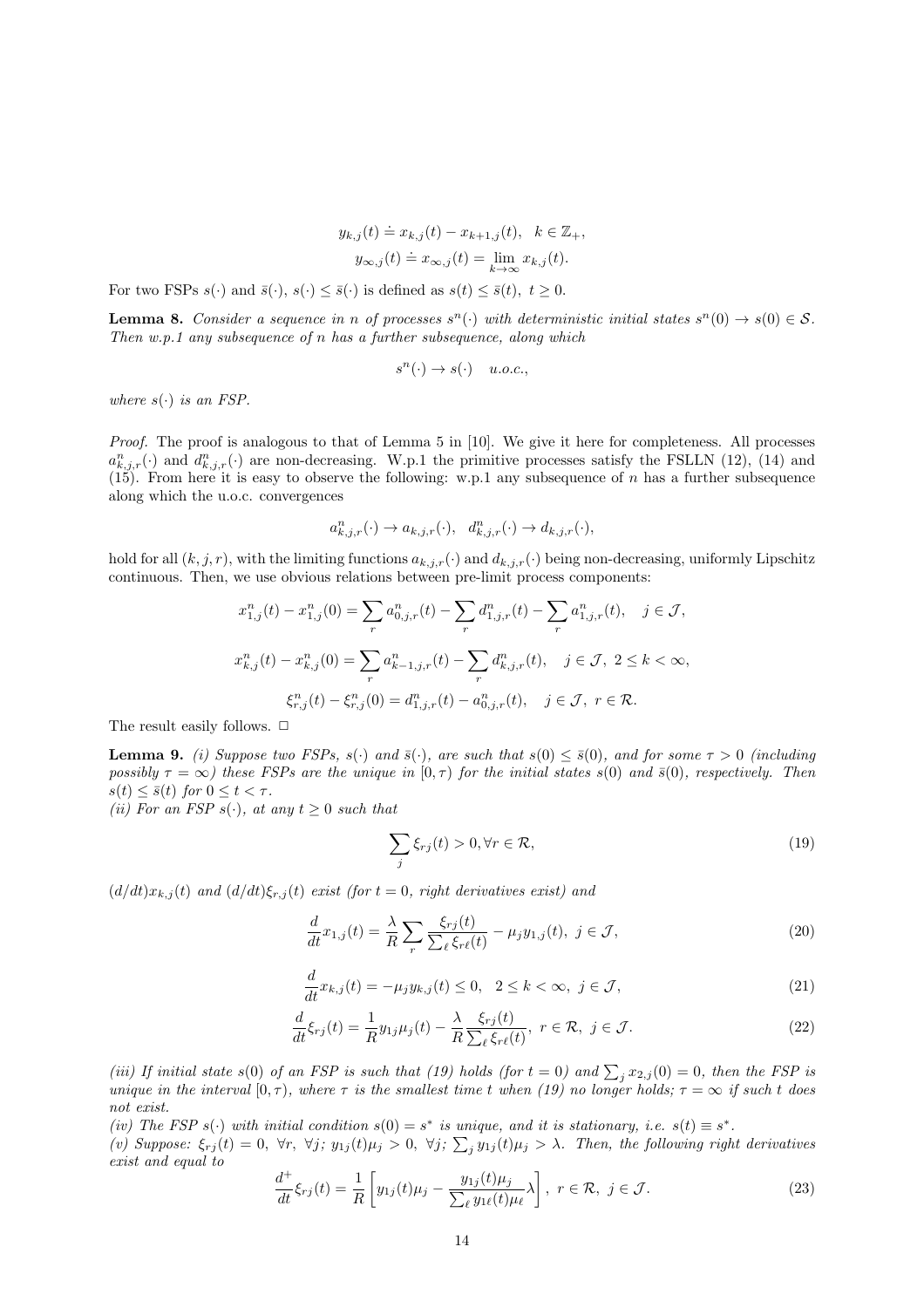$$y_{k,j}(t) \doteq x_{k,j}(t) - x_{k+1,j}(t), \quad k \in \mathbb{Z}_+,$$

$$y_{\infty,j}(t) \doteq x_{\infty,j}(t) = \lim_{k\to\infty} x_{k,j}(t).$$

For two FSPs $s(\cdot)$ and $\bar{s}(\cdot)$, $s(\cdot) \le \bar{s}(\cdot)$ is defined as $s(t) \le \bar{s}(t)$, $t \ge 0$.

**Lemma 8.** *Consider a sequence in $n$ of processes $s^n(\cdot)$ with deterministic initial states $s^n(0) \to s(0) \in \mathcal{S}$. Then w.p.1 any subsequence of $n$ has a further subsequence, along which*

$$s^n(\cdot) \to s(\cdot) \quad u.o.c.,$$

*where $s(\cdot)$ is an FSP.*

*Proof.* The proof is analogous to that of Lemma 5 in [10]. We give it here for completeness. All processes $a^n_{k,j,r}(\cdot)$ and $d^n_{k,j,r}(\cdot)$ are non-decreasing. W.p.1 the primitive processes satisfy the FSLLN (12), (14) and (15). From here it is easy to observe the following: w.p.1 any subsequence of $n$ has a further subsequence along which the u.o.c. convergences

$$a^n_{k,j,r}(\cdot) \to a_{k,j,r}(\cdot), \quad d^n_{k,j,r}(\cdot) \to d_{k,j,r}(\cdot),$$

hold for all $(k,j,r)$, with the limiting functions $a_{k,j,r}(\cdot)$ and $d_{k,j,r}(\cdot)$ being non-decreasing, uniformly Lipschitz continuous. Then, we use obvious relations between pre-limit process components:

$$x^n_{1,j}(t) - x^n_{1,j}(0) = \sum_r a^n_{0,j,r}(t) - \sum_r d^n_{1,j,r}(t) - \sum_r a^n_{1,j,r}(t), \quad j \in \mathcal{J},$$

$$x^n_{k,j}(t) - x^n_{k,j}(0) = \sum_r a^n_{k-1,j,r}(t) - \sum_r d^n_{k,j,r}(t), \quad j \in \mathcal{J},\ 2 \le k < \infty,$$

$$\xi^n_{r,j}(t) - \xi^n_{r,j}(0) = d^n_{1,j,r}(t) - a^n_{0,j,r}(t), \quad j \in \mathcal{J},\ r \in \mathcal{R}.$$

The result easily follows. $\Box$

**Lemma 9.** *(i) Suppose two FSPs, $s(\cdot)$ and $\bar{s}(\cdot)$, are such that $s(0) \le \bar{s}(0)$, and for some $\tau > 0$ (including possibly $\tau = \infty$) these FSPs are the unique in $[0,\tau)$ for the initial states $s(0)$ and $\bar{s}(0)$, respectively. Then $s(t) \le \bar{s}(t)$ for $0 \le t < \tau$.*
*(ii) For an FSP $s(\cdot)$, at any $t \ge 0$ such that*

$$\sum_j \xi_{rj}(t) > 0, \forall r \in \mathcal{R}, \tag{19}$$

*$(d/dt)x_{k,j}(t)$ and $(d/dt)\xi_{r,j}(t)$ exist (for $t = 0$, right derivatives exist) and*

$$\frac{d}{dt}x_{1,j}(t) = \frac{\lambda}{R}\sum_r \frac{\xi_{rj}(t)}{\sum_\ell \xi_{r\ell}(t)} - \mu_j y_{1,j}(t),\ j \in \mathcal{J}, \tag{20}$$

$$\frac{d}{dt}x_{k,j}(t) = -\mu_j y_{k,j}(t) \le 0, \quad 2 \le k < \infty,\ j \in \mathcal{J}, \tag{21}$$

$$\frac{d}{dt}\xi_{rj}(t) = \frac{1}{R}y_{1j}\mu_j(t) - \frac{\lambda}{R}\frac{\xi_{rj}(t)}{\sum_\ell \xi_{r\ell}(t)},\ r \in \mathcal{R},\ j \in \mathcal{J}. \tag{22}$$

*(iii) If initial state $s(0)$ of an FSP is such that (19) holds (for $t = 0$) and $\sum_j x_{2,j}(0) = 0$, then the FSP is unique in the interval $[0,\tau)$, where $\tau$ is the smallest time $t$ when (19) no longer holds; $\tau = \infty$ if such $t$ does not exist.*
*(iv) The FSP $s(\cdot)$ with initial condition $s(0) = s^*$ is unique, and it is stationary, i.e. $s(t) \equiv s^*$.*
*(v) Suppose: $\xi_{rj}(t) = 0$, $\forall r$, $\forall j$; $y_{1j}(t)\mu_j > 0$, $\forall j$; $\sum_j y_{1j}(t)\mu_j > \lambda$. Then, the following right derivatives exist and equal to*

$$\frac{d^+}{dt}\xi_{rj}(t) = \frac{1}{R}\left[y_{1j}(t)\mu_j - \frac{y_{1j}(t)\mu_j}{\sum_\ell y_{1\ell}(t)\mu_\ell}\lambda\right],\ r \in \mathcal{R},\ j \in \mathcal{J}. \tag{23}$$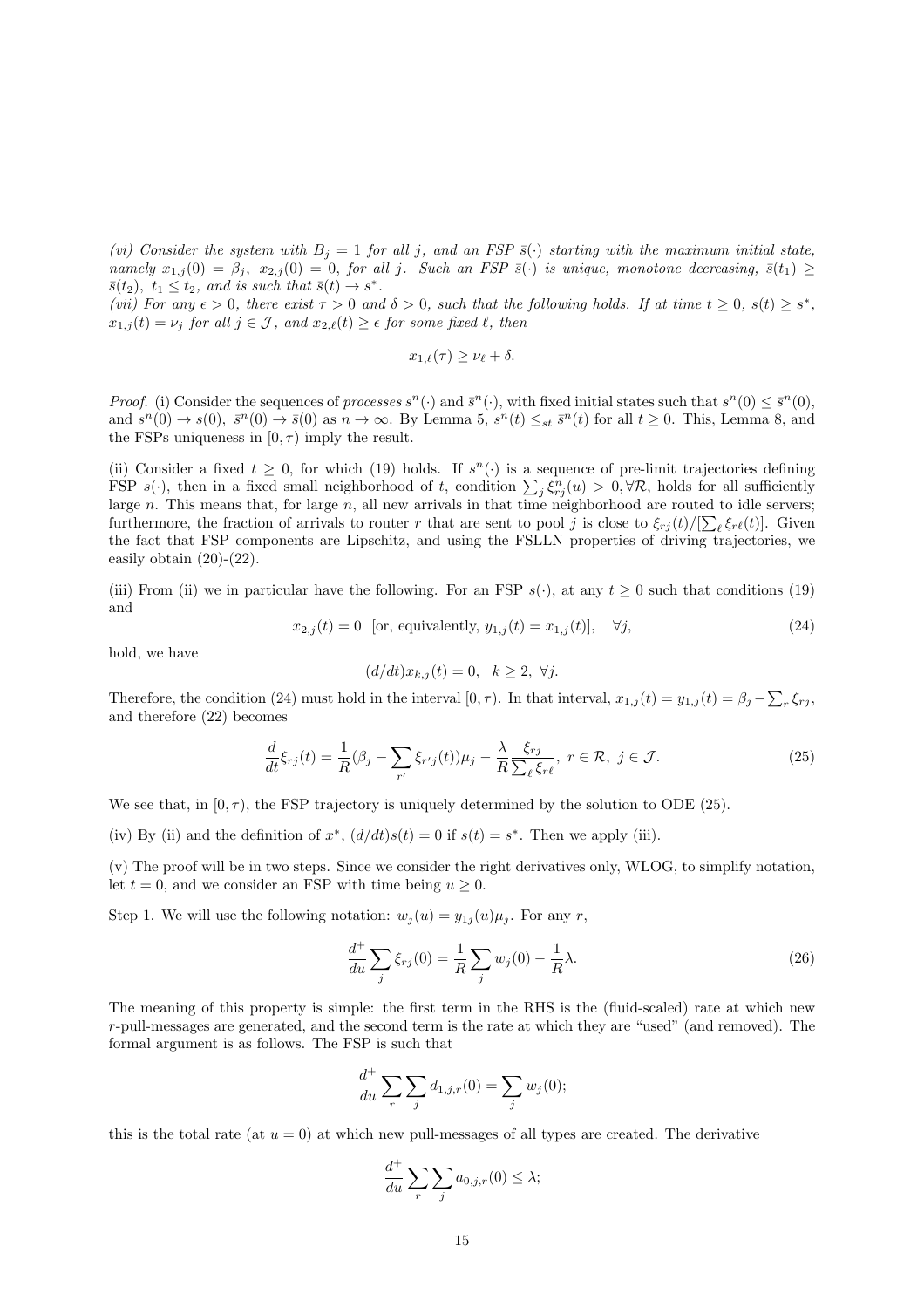*(vi) Consider the system with $B_j = 1$ for all $j$, and an FSP $\bar{s}(\cdot)$ starting with the maximum initial state, namely $x_{1,j}(0) = \beta_j$, $x_{2,j}(0) = 0$, for all $j$. Such an FSP $\bar{s}(\cdot)$ is unique, monotone decreasing, $\bar{s}(t_1) \geq \bar{s}(t_2)$, $t_1 \leq t_2$, and is such that $\bar{s}(t) \to s^*$.*

*(vii) For any $\epsilon > 0$, there exist $\tau > 0$ and $\delta > 0$, such that the following holds. If at time $t \geq 0$, $s(t) \geq s^*$, $x_{1,j}(t) = \nu_j$ for all $j \in \mathcal{J}$, and $x_{2,\ell}(t) \geq \epsilon$ for some fixed $\ell$, then*

$$x_{1,\ell}(\tau) \geq \nu_\ell + \delta.$$

*Proof.* (i) Consider the sequences of *processes* $s^n(\cdot)$ and $\bar{s}^n(\cdot)$, with fixed initial states such that $s^n(0) \leq \bar{s}^n(0)$, and $s^n(0) \to s(0)$, $\bar{s}^n(0) \to \bar{s}(0)$ as $n \to \infty$. By Lemma 5, $s^n(t) \leq_{st} \bar{s}^n(t)$ for all $t \geq 0$. This, Lemma 8, and the FSPs uniqueness in $[0, \tau)$ imply the result.

(ii) Consider a fixed $t \geq 0$, for which (19) holds. If $s^n(\cdot)$ is a sequence of pre-limit trajectories defining FSP $s(\cdot)$, then in a fixed small neighborhood of $t$, condition $\sum_j \xi^n_{rj}(u) > 0, \forall \mathcal{R}$, holds for all sufficiently large $n$. This means that, for large $n$, all new arrivals in that time neighborhood are routed to idle servers; furthermore, the fraction of arrivals to router $r$ that are sent to pool $j$ is close to $\xi_{rj}(t)/[\sum_\ell \xi_{r\ell}(t)]$. Given the fact that FSP components are Lipschitz, and using the FSLLN properties of driving trajectories, we easily obtain (20)-(22).

(iii) From (ii) we in particular have the following. For an FSP $s(\cdot)$, at any $t \geq 0$ such that conditions (19) and

$$x_{2,j}(t) = 0 \;\; \text{[or, equivalently, } y_{1,j}(t) = x_{1,j}(t)], \quad \forall j, \tag{24}$$

hold, we have

$$(d/dt)x_{k,j}(t) = 0, \quad k \geq 2, \; \forall j.$$

Therefore, the condition (24) must hold in the interval $[0, \tau)$. In that interval, $x_{1,j}(t) = y_{1,j}(t) = \beta_j - \sum_r \xi_{rj}$, and therefore (22) becomes

$$\frac{d}{dt}\xi_{rj}(t) = \frac{1}{R}(\beta_j - \sum_{r'} \xi_{r'j}(t))\mu_j - \frac{\lambda}{R}\frac{\xi_{rj}}{\sum_\ell \xi_{r\ell}}, \; r \in \mathcal{R}, \; j \in \mathcal{J}. \tag{25}$$

We see that, in $[0, \tau)$, the FSP trajectory is uniquely determined by the solution to ODE (25).

(iv) By (ii) and the definition of $x^*$, $(d/dt)s(t) = 0$ if $s(t) = s^*$. Then we apply (iii).

(v) The proof will be in two steps. Since we consider the right derivatives only, WLOG, to simplify notation, let $t = 0$, and we consider an FSP with time being $u \geq 0$.

Step 1. We will use the following notation: $w_j(u) = y_{1j}(u)\mu_j$. For any $r$,

$$\frac{d^+}{du}\sum_j \xi_{rj}(0) = \frac{1}{R}\sum_j w_j(0) - \frac{1}{R}\lambda. \tag{26}$$

The meaning of this property is simple: the first term in the RHS is the (fluid-scaled) rate at which new $r$-pull-messages are generated, and the second term is the rate at which they are "used" (and removed). The formal argument is as follows. The FSP is such that

$$\frac{d^+}{du}\sum_r \sum_j d_{1,j,r}(0) = \sum_j w_j(0);$$

this is the total rate (at $u = 0$) at which new pull-messages of all types are created. The derivative

$$\frac{d^+}{du}\sum_r \sum_j a_{0,j,r}(0) \leq \lambda;$$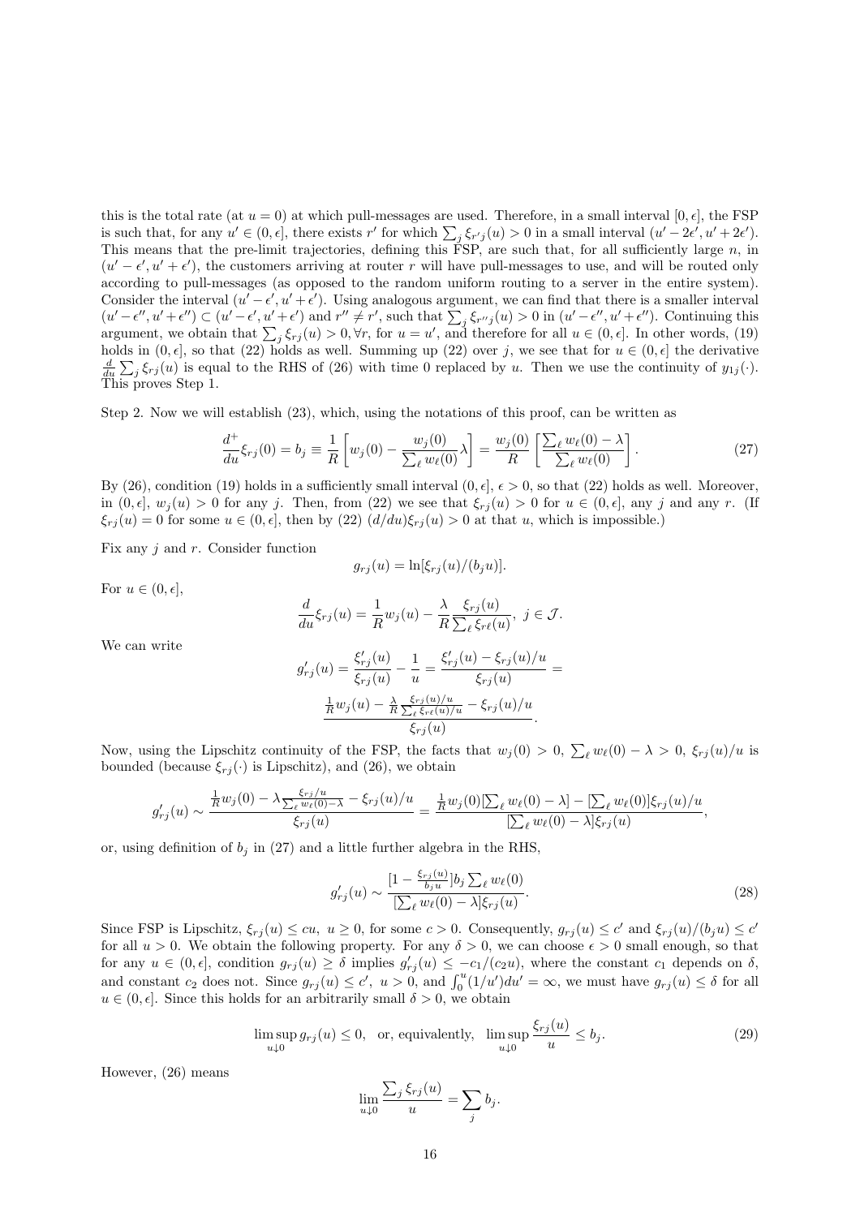this is the total rate (at $u = 0$) at which pull-messages are used. Therefore, in a small interval $[0, \epsilon]$, the FSP is such that, for any $u' \in (0, \epsilon]$, there exists $r'$ for which $\sum_j \xi_{r'j}(u) > 0$ in a small interval $(u' - 2\epsilon', u' + 2\epsilon')$. This means that the pre-limit trajectories, defining this FSP, are such that, for all sufficiently large $n$, in $(u' - \epsilon', u' + \epsilon')$, the customers arriving at router $r$ will have pull-messages to use, and will be routed only according to pull-messages (as opposed to the random uniform routing to a server in the entire system). Consider the interval $(u' - \epsilon', u' + \epsilon')$. Using analogous argument, we can find that there is a smaller interval $(u' - \epsilon'', u' + \epsilon'') \subset (u' - \epsilon', u' + \epsilon')$ and $r'' \neq r'$, such that $\sum_j \xi_{r''j}(u) > 0$ in $(u' - \epsilon'', u' + \epsilon'')$. Continuing this argument, we obtain that $\sum_j \xi_{rj}(u) > 0, \forall r$, for $u = u'$, and therefore for all $u \in (0, \epsilon]$. In other words, (19) holds in $(0, \epsilon]$, so that (22) holds as well. Summing up (22) over $j$, we see that for $u \in (0, \epsilon]$ the derivative $\frac{d}{du} \sum_j \xi_{rj}(u)$ is equal to the RHS of (26) with time 0 replaced by $u$. Then we use the continuity of $y_{1j}(\cdot)$. This proves Step 1.

Step 2. Now we will establish (23), which, using the notations of this proof, can be written as

$$\frac{d^+}{du} \xi_{rj}(0) = b_j \equiv \frac{1}{R} \left[ w_j(0) - \frac{w_j(0)}{\sum_\ell w_\ell(0)} \lambda \right] = \frac{w_j(0)}{R} \left[ \frac{\sum_\ell w_\ell(0) - \lambda}{\sum_\ell w_\ell(0)} \right]. \tag{27}$$

By (26), condition (19) holds in a sufficiently small interval $(0, \epsilon]$, $\epsilon > 0$, so that (22) holds as well. Moreover, in $(0, \epsilon]$, $w_j(u) > 0$ for any $j$. Then, from (22) we see that $\xi_{rj}(u) > 0$ for $u \in (0, \epsilon]$, any $j$ and any $r$. (If $\xi_{rj}(u) = 0$ for some $u \in (0, \epsilon]$, then by (22) $(d/du)\xi_{rj}(u) > 0$ at that $u$, which is impossible.)

Fix any $j$ and $r$. Consider function

$$g_{rj}(u) = \ln[\xi_{rj}(u)/(b_j u)].$$

For $u \in (0, \epsilon]$,

$$\frac{d}{du} \xi_{rj}(u) = \frac{1}{R} w_j(u) - \frac{\lambda}{R} \frac{\xi_{rj}(u)}{\sum_\ell \xi_{r\ell}(u)}, \ j \in \mathcal{J}.$$

We can write

$$g'_{rj}(u) = \frac{\xi'_{rj}(u)}{\xi_{rj}(u)} - \frac{1}{u} = \frac{\xi'_{rj}(u) - \xi_{rj}(u)/u}{\xi_{rj}(u)} =$$

$$\frac{\frac{1}{R} w_j(u) - \frac{\lambda}{R} \frac{\xi_{rj}(u)/u}{\sum_\ell \xi_{r\ell}(u)/u} - \xi_{rj}(u)/u}{\xi_{rj}(u)}.$$

Now, using the Lipschitz continuity of the FSP, the facts that $w_j(0) > 0$, $\sum_\ell w_\ell(0) - \lambda > 0$, $\xi_{rj}(u)/u$ is bounded (because $\xi_{rj}(\cdot)$ is Lipschitz), and (26), we obtain

$$g'_{rj}(u) \sim \frac{\frac{1}{R} w_j(0) - \lambda \frac{\xi_{rj}/u}{\sum_\ell w_\ell(0) - \lambda} - \xi_{rj}(u)/u}{\xi_{rj}(u)} = \frac{\frac{1}{R} w_j(0)[\sum_\ell w_\ell(0) - \lambda] - [\sum_\ell w_\ell(0)]\xi_{rj}(u)/u}{[\sum_\ell w_\ell(0) - \lambda]\xi_{rj}(u)},$$

or, using definition of $b_j$ in (27) and a little further algebra in the RHS,

$$g'_{rj}(u) \sim \frac{[1 - \frac{\xi_{rj}(u)}{b_j u}] b_j \sum_\ell w_\ell(0)}{[\sum_\ell w_\ell(0) - \lambda]\xi_{rj}(u)}. \tag{28}$$

Since FSP is Lipschitz, $\xi_{rj}(u) \le cu$, $u \ge 0$, for some $c > 0$. Consequently, $g_{rj}(u) \le c'$ and $\xi_{rj}(u)/(b_j u) \le c'$ for all $u > 0$. We obtain the following property. For any $\delta > 0$, we can choose $\epsilon > 0$ small enough, so that for any $u \in (0, \epsilon]$, condition $g_{rj}(u) \ge \delta$ implies $g'_{rj}(u) \le -c_1/(c_2 u)$, where the constant $c_1$ depends on $\delta$, and constant $c_2$ does not. Since $g_{rj}(u) \le c'$, $u > 0$, and $\int_0^u (1/u')du' = \infty$, we must have $g_{rj}(u) \le \delta$ for all $u \in (0, \epsilon]$. Since this holds for an arbitrarily small $\delta > 0$, we obtain

$$\limsup_{u \downarrow 0} g_{rj}(u) \le 0, \quad \text{or, equivalently,} \quad \limsup_{u \downarrow 0} \frac{\xi_{rj}(u)}{u} \le b_j. \tag{29}$$

However, (26) means

$$\lim_{u \downarrow 0} \frac{\sum_j \xi_{rj}(u)}{u} = \sum_j b_j.$$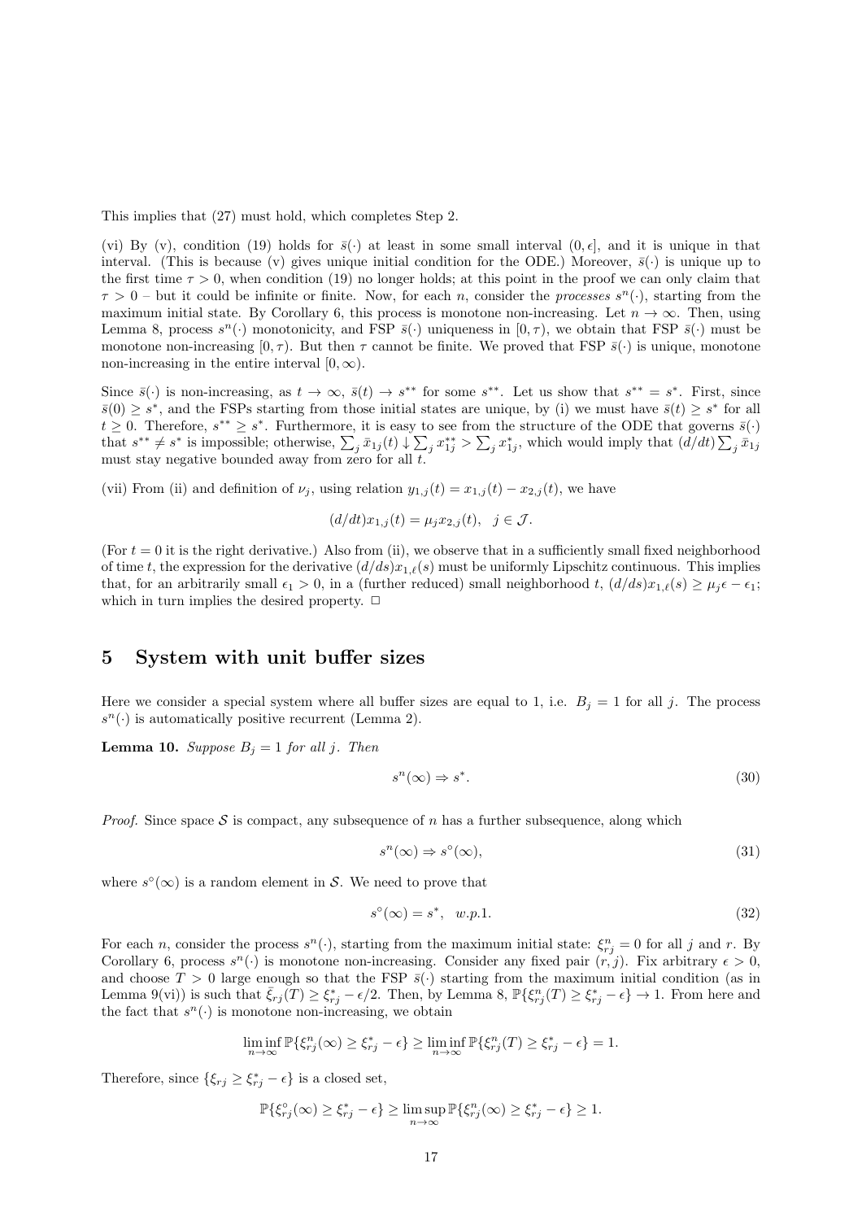This implies that (27) must hold, which completes Step 2.

(vi) By (v), condition (19) holds for $\bar{s}(\cdot)$ at least in some small interval $(0, \epsilon]$, and it is unique in that interval. (This is because (v) gives unique initial condition for the ODE.) Moreover, $\bar{s}(\cdot)$ is unique up to the first time $\tau > 0$, when condition (19) no longer holds; at this point in the proof we can only claim that $\tau > 0$ – but it could be infinite or finite. Now, for each $n$, consider the *processes* $s^n(\cdot)$, starting from the maximum initial state. By Corollary 6, this process is monotone non-increasing. Let $n \to \infty$. Then, using Lemma 8, process $s^n(\cdot)$ monotonicity, and FSP $\bar{s}(\cdot)$ uniqueness in $[0, \tau)$, we obtain that FSP $\bar{s}(\cdot)$ must be monotone non-increasing $[0, \tau)$. But then $\tau$ cannot be finite. We proved that FSP $\bar{s}(\cdot)$ is unique, monotone non-increasing in the entire interval $[0, \infty)$.

Since $\bar{s}(\cdot)$ is non-increasing, as $t \to \infty$, $\bar{s}(t) \to s^{**}$ for some $s^{**}$. Let us show that $s^{**} = s^*$. First, since $\bar{s}(0) \geq s^*$, and the FSPs starting from those initial states are unique, by (i) we must have $\bar{s}(t) \geq s^*$ for all $t \geq 0$. Therefore, $s^{**} \geq s^*$. Furthermore, it is easy to see from the structure of the ODE that governs $\bar{s}(\cdot)$ that $s^{**} \neq s^*$ is impossible; otherwise, $\sum_j \bar{x}_{1j}(t) \downarrow \sum_j x^{**}_{1j} > \sum_j x^*_{1j}$, which would imply that $(d/dt)\sum_j \bar{x}_{1j}$ must stay negative bounded away from zero for all $t$.

(vii) From (ii) and definition of $\nu_j$, using relation $y_{1,j}(t) = x_{1,j}(t) - x_{2,j}(t)$, we have

$$(d/dt)x_{1,j}(t) = \mu_j x_{2,j}(t), \quad j \in \mathcal{J}.$$

(For $t = 0$ it is the right derivative.) Also from (ii), we observe that in a sufficiently small fixed neighborhood of time $t$, the expression for the derivative $(d/ds)x_{1,\ell}(s)$ must be uniformly Lipschitz continuous. This implies that, for an arbitrarily small $\epsilon_1 > 0$, in a (further reduced) small neighborhood $t$, $(d/ds)x_{1,\ell}(s) \geq \mu_j \epsilon - \epsilon_1$; which in turn implies the desired property. □

## 5 System with unit buffer sizes

Here we consider a special system where all buffer sizes are equal to 1, i.e. $B_j = 1$ for all $j$. The process $s^n(\cdot)$ is automatically positive recurrent (Lemma 2).

**Lemma 10.** *Suppose $B_j = 1$ for all $j$. Then*

$$s^n(\infty) \Rightarrow s^*. \tag{30}$$

*Proof.* Since space $\mathcal{S}$ is compact, any subsequence of $n$ has a further subsequence, along which

$$s^n(\infty) \Rightarrow s^\circ(\infty), \tag{31}$$

where $s^\circ(\infty)$ is a random element in $\mathcal{S}$. We need to prove that

$$s^\circ(\infty) = s^*, \quad w.p.1. \tag{32}$$

For each $n$, consider the process $s^n(\cdot)$, starting from the maximum initial state: $\xi^n_{rj} = 0$ for all $j$ and $r$. By Corollary 6, process $s^n(\cdot)$ is monotone non-increasing. Consider any fixed pair $(r, j)$. Fix arbitrary $\epsilon > 0$, and choose $T > 0$ large enough so that the FSP $\bar{s}(\cdot)$ starting from the maximum initial condition (as in Lemma 9(vi)) is such that $\bar{\xi}_{rj}(T) \geq \xi^*_{rj} - \epsilon/2$. Then, by Lemma 8, $\mathbb{P}\{\xi^n_{rj}(T) \geq \xi^*_{rj} - \epsilon\} \to 1$. From here and the fact that $s^n(\cdot)$ is monotone non-increasing, we obtain

$$\liminf_{n\to\infty} \mathbb{P}\{\xi^n_{rj}(\infty) \geq \xi^*_{rj} - \epsilon\} \geq \liminf_{n\to\infty} \mathbb{P}\{\xi^n_{rj}(T) \geq \xi^*_{rj} - \epsilon\} = 1.$$

Therefore, since $\{\xi_{rj} \geq \xi^*_{rj} - \epsilon\}$ is a closed set,

$$\mathbb{P}\{\xi^\circ_{rj}(\infty) \geq \xi^*_{rj} - \epsilon\} \geq \limsup_{n\to\infty} \mathbb{P}\{\xi^n_{rj}(\infty) \geq \xi^*_{rj} - \epsilon\} \geq 1.$$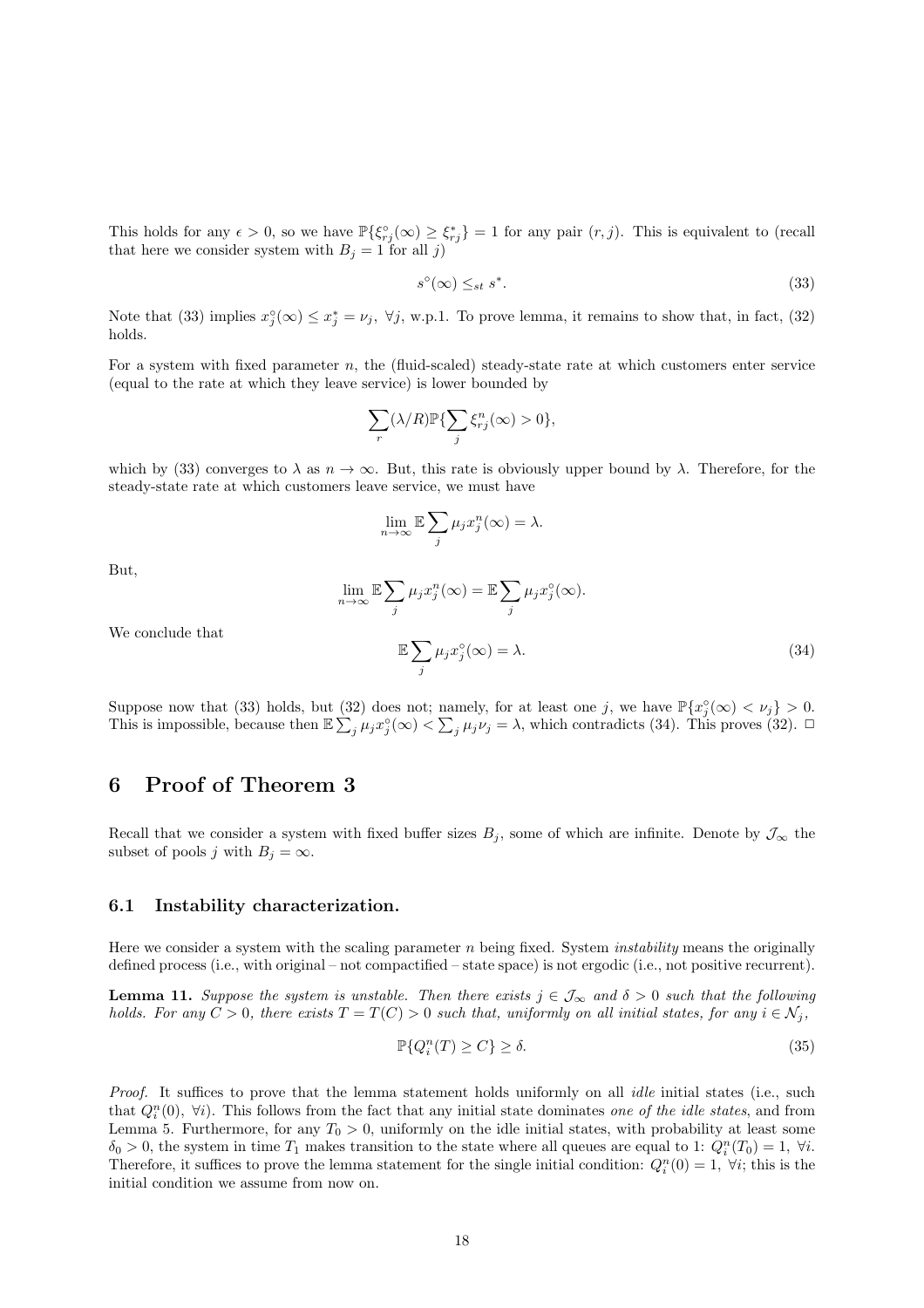This holds for any $\epsilon > 0$, so we have $\mathbb{P}\{\xi^{\circ}_{rj}(\infty) \geq \xi^*_{rj}\} = 1$ for any pair $(r, j)$. This is equivalent to (recall that here we consider system with $B_j = 1$ for all $j$)

$$s^{\circ}(\infty) \leq_{st} s^*. \tag{33}$$

Note that (33) implies $x^{\circ}_j(\infty) \leq x^*_j = \nu_j$, $\forall j$, w.p.1. To prove lemma, it remains to show that, in fact, (32) holds.

For a system with fixed parameter $n$, the (fluid-scaled) steady-state rate at which customers enter service (equal to the rate at which they leave service) is lower bounded by

$$\sum_r (\lambda/R)\mathbb{P}\{\sum_j \xi^n_{rj}(\infty) > 0\},$$

which by (33) converges to $\lambda$ as $n \to \infty$. But, this rate is obviously upper bound by $\lambda$. Therefore, for the steady-state rate at which customers leave service, we must have

$$\lim_{n\to\infty} \mathbb{E} \sum_j \mu_j x^n_j(\infty) = \lambda.$$

But,

$$\lim_{n\to\infty} \mathbb{E} \sum_j \mu_j x^n_j(\infty) = \mathbb{E} \sum_j \mu_j x^{\circ}_j(\infty).$$

We conclude that

$$\mathbb{E} \sum_j \mu_j x^{\circ}_j(\infty) = \lambda. \tag{34}$$

Suppose now that (33) holds, but (32) does not; namely, for at least one $j$, we have $\mathbb{P}\{x^{\circ}_j(\infty) < \nu_j\} > 0$. This is impossible, because then $\mathbb{E} \sum_j \mu_j x^{\circ}_j(\infty) < \sum_j \mu_j \nu_j = \lambda$, which contradicts (34). This proves (32). $\Box$

# 6 Proof of Theorem 3

Recall that we consider a system with fixed buffer sizes $B_j$, some of which are infinite. Denote by $\mathcal{J}_\infty$ the subset of pools $j$ with $B_j = \infty$.

## 6.1 Instability characterization.

Here we consider a system with the scaling parameter $n$ being fixed. System *instability* means the originally defined process (i.e., with original – not compactified – state space) is not ergodic (i.e., not positive recurrent).

**Lemma 11.** *Suppose the system is unstable. Then there exists $j \in \mathcal{J}_\infty$ and $\delta > 0$ such that the following holds. For any $C > 0$, there exists $T = T(C) > 0$ such that, uniformly on all initial states, for any $i \in \mathcal{N}_j$,*

$$\mathbb{P}\{Q^n_i(T) \geq C\} \geq \delta. \tag{35}$$

*Proof.* It suffices to prove that the lemma statement holds uniformly on all *idle* initial states (i.e., such that $Q^n_i(0)$, $\forall i$). This follows from the fact that any initial state dominates *one of the idle states*, and from Lemma 5. Furthermore, for any $T_0 > 0$, uniformly on the idle initial states, with probability at least some $\delta_0 > 0$, the system in time $T_1$ makes transition to the state where all queues are equal to 1: $Q^n_i(T_0) = 1$, $\forall i$. Therefore, it suffices to prove the lemma statement for the single initial condition: $Q^n_i(0) = 1$, $\forall i$; this is the initial condition we assume from now on.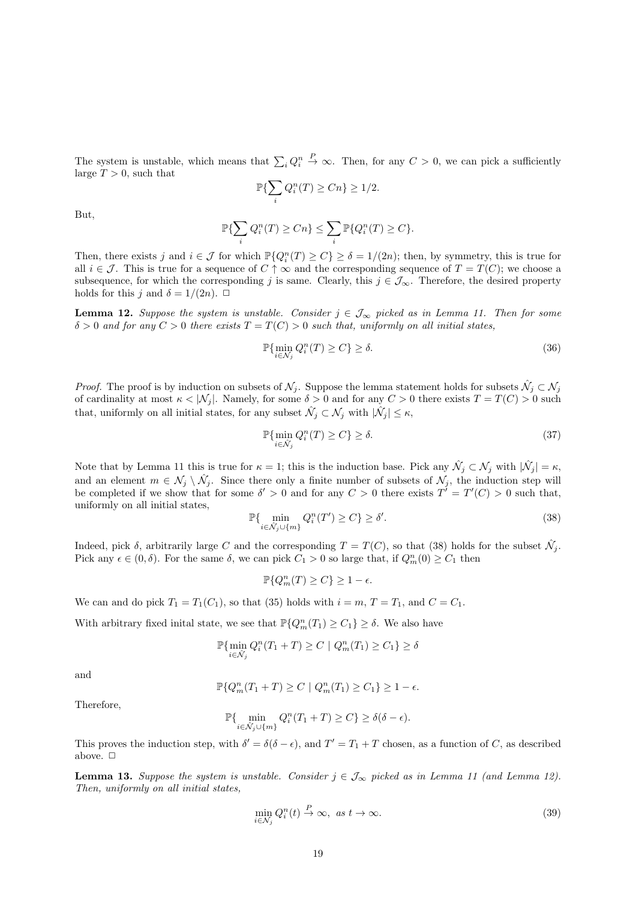The system is unstable, which means that $\sum_i Q_i^n \xrightarrow{P} \infty$. Then, for any $C > 0$, we can pick a sufficiently large $T > 0$, such that

$$\mathbb{P}\{\sum_i Q_i^n(T) \geq Cn\} \geq 1/2.$$

But,

$$\mathbb{P}\{\sum_i Q_i^n(T) \geq Cn\} \leq \sum_i \mathbb{P}\{Q_i^n(T) \geq C\}.$$

Then, there exists $j$ and $i \in \mathcal{J}$ for which $\mathbb{P}\{Q_i^n(T) \geq C\} \geq \delta = 1/(2n)$; then, by symmetry, this is true for all $i \in \mathcal{J}$. This is true for a sequence of $C \uparrow \infty$ and the corresponding sequence of $T = T(C)$; we choose a subsequence, for which the corresponding $j$ is same. Clearly, this $j \in \mathcal{J}_\infty$. Therefore, the desired property holds for this $j$ and $\delta = 1/(2n)$. $\square$

**Lemma 12.** *Suppose the system is unstable. Consider $j \in \mathcal{J}_\infty$ picked as in Lemma 11. Then for some $\delta > 0$ and for any $C > 0$ there exists $T = T(C) > 0$ such that, uniformly on all initial states,*

$$\mathbb{P}\{\min_{i \in \mathcal{N}_j} Q_i^n(T) \geq C\} \geq \delta. \tag{36}$$

*Proof.* The proof is by induction on subsets of $\mathcal{N}_j$. Suppose the lemma statement holds for subsets $\hat{\mathcal{N}_j} \subset \mathcal{N}_j$ of cardinality at most $\kappa < |\mathcal{N}_j|$. Namely, for some $\delta > 0$ and for any $C > 0$ there exists $T = T(C) > 0$ such that, uniformly on all initial states, for any subset $\hat{\mathcal{N}_j} \subset \mathcal{N}_j$ with $|\hat{\mathcal{N}_j}| \leq \kappa$,

$$\mathbb{P}\{\min_{i \in \hat{\mathcal{N}_j}} Q_i^n(T) \geq C\} \geq \delta. \tag{37}$$

Note that by Lemma 11 this is true for $\kappa = 1$; this is the induction base. Pick any $\hat{\mathcal{N}_j} \subset \mathcal{N}_j$ with $|\hat{\mathcal{N}_j}| = \kappa$, and an element $m \in \mathcal{N}_j \setminus \hat{\mathcal{N}_j}$. Since there only a finite number of subsets of $\mathcal{N}_j$, the induction step will be completed if we show that for some $\delta' > 0$ and for any $C > 0$ there exists $T' = T'(C) > 0$ such that, uniformly on all initial states,

$$\mathbb{P}\{\min_{i \in \hat{\mathcal{N}_j} \cup \{m\}} Q_i^n(T') \geq C\} \geq \delta'. \tag{38}$$

Indeed, pick $\delta$, arbitrarily large $C$ and the corresponding $T = T(C)$, so that (38) holds for the subset $\hat{\mathcal{N}_j}$. Pick any $\epsilon \in (0, \delta)$. For the same $\delta$, we can pick $C_1 > 0$ so large that, if $Q_m^n(0) \geq C_1$ then

$$\mathbb{P}\{Q_m^n(T) \geq C\} \geq 1 - \epsilon.$$

We can and do pick $T_1 = T_1(C_1)$, so that (35) holds with $i = m$, $T = T_1$, and $C = C_1$.

With arbitrary fixed inital state, we see that $\mathbb{P}\{Q_m^n(T_1) \geq C_1\} \geq \delta$. We also have

$$\mathbb{P}\{\min_{i \in \hat{\mathcal{N}_j}} Q_i^n(T_1 + T) \geq C \mid Q_m^n(T_1) \geq C_1\} \geq \delta$$

and

$$\mathbb{P}\{Q_m^n(T_1 + T) \geq C \mid Q_m^n(T_1) \geq C_1\} \geq 1 - \epsilon.$$

Therefore,

$$\mathbb{P}\{\min_{i \in \hat{\mathcal{N}_j} \cup \{m\}} Q_i^n(T_1 + T) \geq C\} \geq \delta(\delta - \epsilon).$$

This proves the induction step, with $\delta' = \delta(\delta - \epsilon)$, and $T' = T_1 + T$ chosen, as a function of $C$, as described above. $\square$

**Lemma 13.** *Suppose the system is unstable. Consider $j \in \mathcal{J}_\infty$ picked as in Lemma 11 (and Lemma 12). Then, uniformly on all initial states,*

$$\min_{i \in \mathcal{N}_j} Q_i^n(t) \xrightarrow{P} \infty, \text{ as } t \to \infty. \tag{39}$$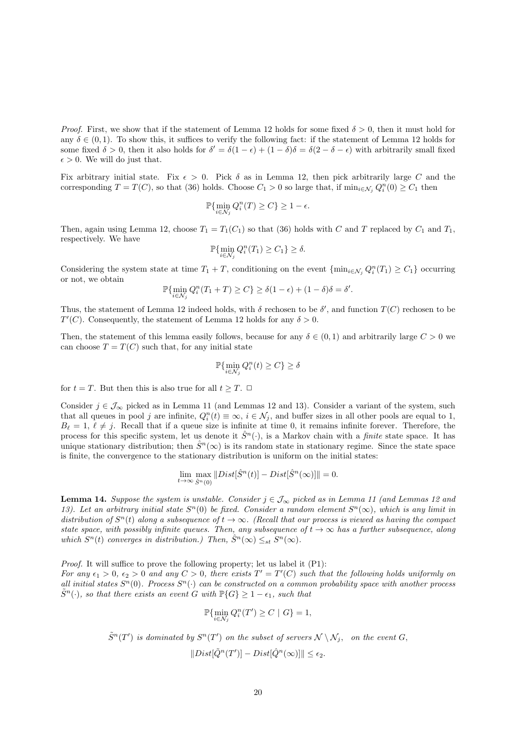*Proof.* First, we show that if the statement of Lemma 12 holds for some fixed $\delta > 0$, then it must hold for any $\delta \in (0, 1)$. To show this, it suffices to verify the following fact: if the statement of Lemma 12 holds for some fixed $\delta > 0$, then it also holds for $\delta' = \delta(1 - \epsilon) + (1 - \delta)\delta = \delta(2 - \delta - \epsilon)$ with arbitrarily small fixed $\epsilon > 0$. We will do just that.

Fix arbitrary initial state. Fix $\epsilon > 0$. Pick $\delta$ as in Lemma 12, then pick arbitrarily large $C$ and the corresponding $T = T(C)$, so that (36) holds. Choose $C_1 > 0$ so large that, if $\min_{i \in \mathcal{N}_j} Q_i^n(0) \geq C_1$ then

$$\mathbb{P}\{\min_{i \in \mathcal{N}_j} Q_i^n(T) \geq C\} \geq 1 - \epsilon.$$

Then, again using Lemma 12, choose $T_1 = T_1(C_1)$ so that (36) holds with $C$ and $T$ replaced by $C_1$ and $T_1$, respectively. We have

$$\mathbb{P}\{\min_{i \in \mathcal{N}_j} Q_i^n(T_1) \geq C_1\} \geq \delta.$$

Considering the system state at time $T_1 + T$, conditioning on the event $\{\min_{i \in \mathcal{N}_j} Q_i^n(T_1) \geq C_1\}$ occurring or not, we obtain

$$\mathbb{P}\{\min_{i \in \mathcal{N}_j} Q_i^n(T_1 + T) \geq C\} \geq \delta(1 - \epsilon) + (1 - \delta)\delta = \delta'.$$

Thus, the statement of Lemma 12 indeed holds, with $\delta$ rechosen to be $\delta'$, and function $T(C)$ rechosen to be $T'(C)$. Consequently, the statement of Lemma 12 holds for any $\delta > 0$.

Then, the statement of this lemma easily follows, because for any $\delta \in (0, 1)$ and arbitrarily large $C > 0$ we can choose $T = T(C)$ such that, for any initial state

$$\mathbb{P}\{\min_{i \in \mathcal{N}_j} Q_i^n(t) \geq C\} \geq \delta$$

for $t = T$. But then this is also true for all $t \geq T$. $\square$

Consider $j \in \mathcal{J}_\infty$ picked as in Lemma 11 (and Lemmas 12 and 13). Consider a variant of the system, such that all queues in pool $j$ are infinite, $Q_i^n(t) \equiv \infty$, $i \in \mathcal{N}_j$, and buffer sizes in all other pools are equal to 1, $B_\ell = 1$, $\ell \neq j$. Recall that if a queue size is infinite at time 0, it remains infinite forever. Therefore, the process for this specific system, let us denote it $\hat{S}^n(\cdot)$, is a Markov chain with a *finite* state space. It has unique stationary distribution; then $\hat{S}^n(\infty)$ is its random state in stationary regime. Since the state space is finite, the convergence to the stationary distribution is uniform on the initial states:

$$\lim_{t \to \infty} \max_{\hat{S}^n(0)} \|Dist[\hat{S}^n(t)] - Dist[\hat{S}^n(\infty)]\| = 0.$$

**Lemma 14.** *Suppose the system is unstable. Consider $j \in \mathcal{J}_\infty$ picked as in Lemma 11 (and Lemmas 12 and 13). Let an arbitrary initial state $S^n(0)$ be fixed. Consider a random element $S^n(\infty)$, which is any limit in distribution of $S^n(t)$ along a subsequence of $t \to \infty$. (Recall that our process is viewed as having the compact state space, with possibly infinite queues. Then, any subsequence of $t \to \infty$ has a further subsequence, along which $S^n(t)$ converges in distribution.) Then, $\hat{S}^n(\infty) \leq_{st} S^n(\infty)$.*

*Proof.* It will suffice to prove the following property; let us label it (P1):
*For any $\epsilon_1 > 0$, $\epsilon_2 > 0$ and any $C > 0$, there exists $T' = T'(C)$ such that the following holds uniformly on all initial states $S^n(0)$. Process $S^n(\cdot)$ can be constructed on a common probability space with another process $\tilde{S}^n(\cdot)$, so that there exists an event $G$ with $\mathbb{P}\{G\} \geq 1 - \epsilon_1$, such that*

$$\mathbb{P}\{\min_{i \in \mathcal{N}_j} Q_i^n(T') \geq C \mid G\} = 1,$$

$$\tilde{S}^n(T') \text{ is dominated by } S^n(T') \text{ on the subset of servers } \mathcal{N} \setminus \mathcal{N}_j, \text{ on the event } G,$$

$$\|Dist[\tilde{Q}^n(T')] - Dist[\hat{Q}^n(\infty)]\| \leq \epsilon_2.$$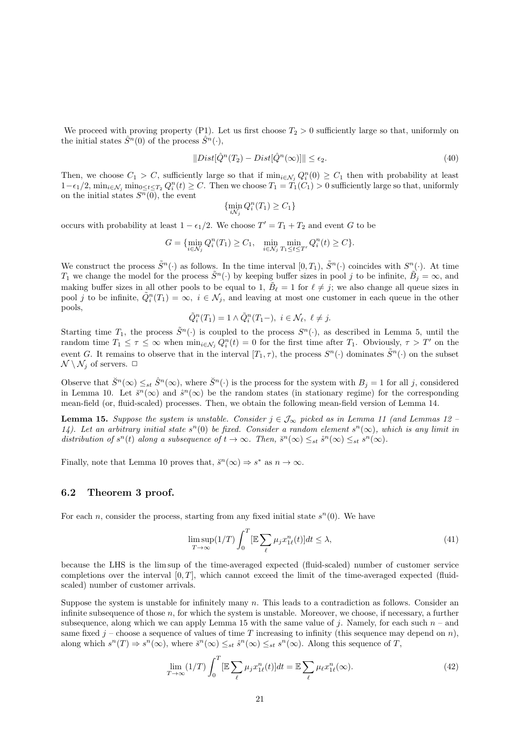We proceed with proving property (P1). Let us first choose $T_2 > 0$ sufficiently large so that, uniformly on the initial states $\hat{S}^n(0)$ of the process $\hat{S}^n(\cdot)$,

$$\|Dist[\hat{Q}^n(T_2) - Dist[\hat{Q}^n(\infty)]\| \leq \epsilon_2. \tag{40}$$

Then, we choose $C_1 > C$, sufficiently large so that if $\min_{i \in \mathcal{N}_j} Q_i^n(0) \geq C_1$ then with probability at least $1-\epsilon_1/2$, $\min_{i\in\mathcal{N}_j} \min_{0\leq t \leq T_2} Q_i^n(t) \geq C$. Then we choose $T_1 = T_1(C_1) > 0$ sufficiently large so that, uniformly on the initial states $S^n(0)$, the event

$$\{\min_{i\mathcal{N}_j} Q_i^n(T_1) \geq C_1\}$$

occurs with probability at least $1 - \epsilon_1/2$. We choose $T' = T_1 + T_2$ and event $G$ to be

$$G = \{\min_{i\in\mathcal{N}_j} Q_i^n(T_1) \geq C_1, \quad \min_{i\in\mathcal{N}_j} \min_{T_1 \leq t \leq T'} Q_i^n(t) \geq C\}.$$

We construct the process $\tilde{S}^n(\cdot)$ as follows. In the time interval $[0, T_1)$, $\tilde{S}^n(\cdot)$ coincides with $S^n(\cdot)$. At time $T_1$ we change the model for the process $\tilde{S}^n(\cdot)$ by keeping buffer sizes in pool $j$ to be infinite, $\tilde{B}_j = \infty$, and making buffer sizes in all other pools to be equal to 1, $\tilde{B}_\ell = 1$ for $\ell \neq j$; we also change all queue sizes in pool $j$ to be infinite, $\tilde{Q}_i^n(T_1) = \infty$, $i \in \mathcal{N}_j$, and leaving at most one customer in each queue in the other pools,

$$\tilde{Q}_i^n(T_1) = 1 \wedge \tilde{Q}_i^n(T_1-), \; i \in \mathcal{N}_\ell, \; \ell \neq j.$$

Starting time $T_1$, the process $\tilde{S}^n(\cdot)$ is coupled to the process $S^n(\cdot)$, as described in Lemma 5, until the random time $T_1 \leq \tau \leq \infty$ when $\min_{i\in\mathcal{N}_j} Q_i^n(t) = 0$ for the first time after $T_1$. Obviously, $\tau > T'$ on the event $G$. It remains to observe that in the interval $[T_1, \tau)$, the process $S^n(\cdot)$ dominates $\tilde{S}^n(\cdot)$ on the subset $\mathcal{N} \setminus \mathcal{N}_j$ of servers. $\Box$

Observe that $\breve{S}^n(\infty) \leq_{st} \hat{S}^n(\infty)$, where $\breve{S}^n(\cdot)$ is the process for the system with $B_j = 1$ for all $j$, considered in Lemma 10. Let $\breve{s}^n(\infty)$ and $\hat{s}^n(\infty)$ be the random states (in stationary regime) for the corresponding mean-field (or, fluid-scaled) processes. Then, we obtain the following mean-field version of Lemma 14.

**Lemma 15.** *Suppose the system is unstable. Consider $j \in \mathcal{J}_\infty$ picked as in Lemma 11 (and Lemmas 12 – 14). Let an arbitrary initial state $s^n(0)$ be fixed. Consider a random element $s^n(\infty)$, which is any limit in distribution of $s^n(t)$ along a subsequence of $t \to \infty$. Then, $\breve{s}^n(\infty) \leq_{st} \hat{s}^n(\infty) \leq_{st} s^n(\infty)$.*

Finally, note that Lemma 10 proves that, $\breve{s}^n(\infty) \Rightarrow s^*$ as $n \to \infty$.

## 6.2 Theorem 3 proof.

For each $n$, consider the process, starting from any fixed initial state $s^n(0)$. We have

$$\limsup_{T\to\infty} (1/T) \int_0^T [\mathbb{E} \sum_\ell \mu_j x_{1\ell}^n(t)] dt \leq \lambda, \tag{41}$$

because the LHS is the lim sup of the time-averaged expected (fluid-scaled) number of customer service completions over the interval $[0, T]$, which cannot exceed the limit of the time-averaged expected (fluid-scaled) number of customer arrivals.

Suppose the system is unstable for infinitely many $n$. This leads to a contradiction as follows. Consider an infinite subsequence of those $n$, for which the system is unstable. Moreover, we choose, if necessary, a further subsequence, along which we can apply Lemma 15 with the same value of $j$. Namely, for each such $n$ – and same fixed $j$ – choose a sequence of values of time $T$ increasing to infinity (this sequence may depend on $n$), along which $s^n(T) \Rightarrow s^n(\infty)$, where $\breve{s}^n(\infty) \leq_{st} \hat{s}^n(\infty) \leq_{st} s^n(\infty)$. Along this sequence of $T$,

$$\lim_{T\to\infty} (1/T) \int_0^T [\mathbb{E} \sum_\ell \mu_j x_{1\ell}^n(t)] dt = \mathbb{E} \sum_\ell \mu_\ell x_{1\ell}^n(\infty). \tag{42}$$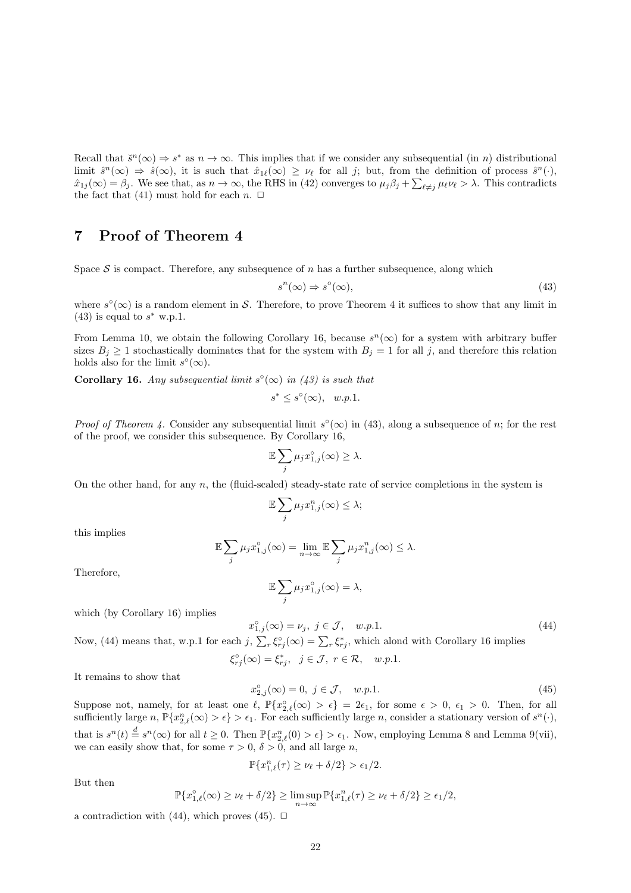Recall that $\check{s}^n(\infty) \Rightarrow s^*$ as $n \to \infty$. This implies that if we consider any subsequential (in $n$) distributional limit $\hat{s}^n(\infty) \Rightarrow \hat{s}(\infty)$, it is such that $\hat{x}_{1\ell}(\infty) \geq \nu_\ell$ for all $j$; but, from the definition of process $\hat{s}^n(\cdot)$, $\hat{x}_{1j}(\infty) = \beta_j$. We see that, as $n \to \infty$, the RHS in (42) converges to $\mu_j \beta_j + \sum_{\ell \neq j} \mu_\ell \nu_\ell > \lambda$. This contradicts the fact that (41) must hold for each $n$. $\Box$

# 7 Proof of Theorem 4

Space $\mathcal{S}$ is compact. Therefore, any subsequence of $n$ has a further subsequence, along which

$$s^n(\infty) \Rightarrow s^\circ(\infty), \tag{43}$$

where $s^\circ(\infty)$ is a random element in $\mathcal{S}$. Therefore, to prove Theorem 4 it suffices to show that any limit in (43) is equal to $s^*$ w.p.1.

From Lemma 10, we obtain the following Corollary 16, because $s^n(\infty)$ for a system with arbitrary buffer sizes $B_j \geq 1$ stochastically dominates that for the system with $B_j = 1$ for all $j$, and therefore this relation holds also for the limit $s^\circ(\infty)$.

**Corollary 16.** *Any subsequential limit $s^\circ(\infty)$ in (43) is such that*

$$s^* \leq s^\circ(\infty), \quad w.p.1.$$

*Proof of Theorem 4.* Consider any subsequential limit $s^\circ(\infty)$ in (43), along a subsequence of $n$; for the rest of the proof, we consider this subsequence. By Corollary 16,

$$\mathbb{E} \sum_j \mu_j x^\circ_{1,j}(\infty) \geq \lambda.$$

On the other hand, for any $n$, the (fluid-scaled) steady-state rate of service completions in the system is

$$\mathbb{E} \sum_j \mu_j x^n_{1,j}(\infty) \leq \lambda;$$

this implies

$$\mathbb{E} \sum_j \mu_j x^\circ_{1,j}(\infty) = \lim_{n \to \infty} \mathbb{E} \sum_j \mu_j x^n_{1,j}(\infty) \leq \lambda.$$

Therefore,

$$\mathbb{E} \sum_j \mu_j x^\circ_{1,j}(\infty) = \lambda,$$

which (by Corollary 16) implies

$$x^\circ_{1,j}(\infty) = \nu_j, \; j \in \mathcal{J}, \quad w.p.1. \tag{44}$$

Now, (44) means that, w.p.1 for each $j$, $\sum_r \xi^\circ_{rj}(\infty) = \sum_r \xi^*_{rj}$, which alond with Corollary 16 implies

$$\xi^\circ_{rj}(\infty) = \xi^*_{rj}, \quad j \in \mathcal{J}, \; r \in \mathcal{R}, \quad w.p.1.$$

It remains to show that

$$x^\circ_{2,j}(\infty) = 0, \; j \in \mathcal{J}, \quad w.p.1. \tag{45}$$

Suppose not, namely, for at least one $\ell$, $\mathbb{P}\{x^\circ_{2,\ell}(\infty) > \epsilon\} = 2\epsilon_1$, for some $\epsilon > 0$, $\epsilon_1 > 0$. Then, for all sufficiently large $n$, $\mathbb{P}\{x^n_{2,\ell}(\infty) > \epsilon\} > \epsilon_1$. For each sufficiently large $n$, consider a stationary version of $s^n(\cdot)$, that is $s^n(t) \stackrel{d}{=} s^n(\infty)$ for all $t \geq 0$. Then $\mathbb{P}\{x^n_{2,\ell}(0) > \epsilon\} > \epsilon_1$. Now, employing Lemma 8 and Lemma 9(vii), we can easily show that, for some $\tau > 0$, $\delta > 0$, and all large $n$,

$$\mathbb{P}\{x^n_{1,\ell}(\tau) \geq \nu_\ell + \delta/2\} > \epsilon_1/2.$$

But then

$$\mathbb{P}\{x^\circ_{1,\ell}(\infty) \geq \nu_\ell + \delta/2\} \geq \limsup_{n \to \infty} \mathbb{P}\{x^n_{1,\ell}(\tau) \geq \nu_\ell + \delta/2\} \geq \epsilon_1/2,$$

a contradiction with (44), which proves (45). $\Box$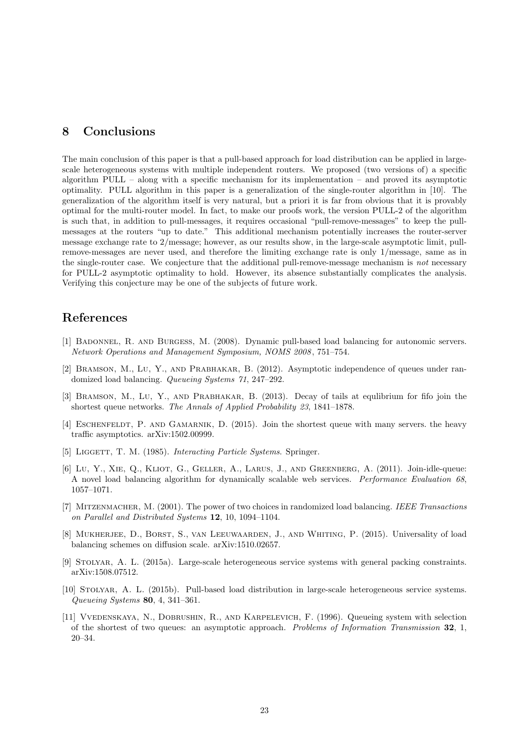## 8 Conclusions

The main conclusion of this paper is that a pull-based approach for load distribution can be applied in large-scale heterogeneous systems with multiple independent routers. We proposed (two versions of) a specific algorithm PULL – along with a specific mechanism for its implementation – and proved its asymptotic optimality. PULL algorithm in this paper is a generalization of the single-router algorithm in [10]. The generalization of the algorithm itself is very natural, but a priori it is far from obvious that it is provably optimal for the multi-router model. In fact, to make our proofs work, the version PULL-2 of the algorithm is such that, in addition to pull-messages, it requires occasional "pull-remove-messages" to keep the pull-messages at the routers "up to date." This additional mechanism potentially increases the router-server message exchange rate to 2/message; however, as our results show, in the large-scale asymptotic limit, pull-remove-messages are never used, and therefore the limiting exchange rate is only 1/message, same as in the single-router case. We conjecture that the additional pull-remove-message mechanism is *not* necessary for PULL-2 asymptotic optimality to hold. However, its absence substantially complicates the analysis. Verifying this conjecture may be one of the subjects of future work.

## References

[1] Badonnel, R. and Burgess, M. (2008). Dynamic pull-based load balancing for autonomic servers. *Network Operations and Management Symposium, NOMS 2008*, 751–754.

[2] Bramson, M., Lu, Y., and Prabhakar, B. (2012). Asymptotic independence of queues under randomized load balancing. *Queueing Systems 71*, 247–292.

[3] Bramson, M., Lu, Y., and Prabhakar, B. (2013). Decay of tails at equlibrium for fifo join the shortest queue networks. *The Annals of Applied Probability 23*, 1841–1878.

[4] Eschenfeldt, P. and Gamarnik, D. (2015). Join the shortest queue with many servers. the heavy traffic asymptotics. arXiv:1502.00999.

[5] Liggett, T. M. (1985). *Interacting Particle Systems*. Springer.

[6] Lu, Y., Xie, Q., Kliot, G., Geller, A., Larus, J., and Greenberg, A. (2011). Join-idle-queue: A novel load balancing algorithm for dynamically scalable web services. *Performance Evaluation 68*, 1057–1071.

[7] Mitzenmacher, M. (2001). The power of two choices in randomized load balancing. *IEEE Transactions on Parallel and Distributed Systems* **12**, 10, 1094–1104.

[8] Mukherjee, D., Borst, S., van Leeuwaarden, J., and Whiting, P. (2015). Universality of load balancing schemes on diffusion scale. arXiv:1510.02657.

[9] Stolyar, A. L. (2015a). Large-scale heterogeneous service systems with general packing constraints. arXiv:1508.07512.

[10] Stolyar, A. L. (2015b). Pull-based load distribution in large-scale heterogeneous service systems. *Queueing Systems* **80**, 4, 341–361.

[11] Vvedenskaya, N., Dobrushin, R., and Karpelevich, F. (1996). Queueing system with selection of the shortest of two queues: an asymptotic approach. *Problems of Information Transmission* **32**, 1, 20–34.